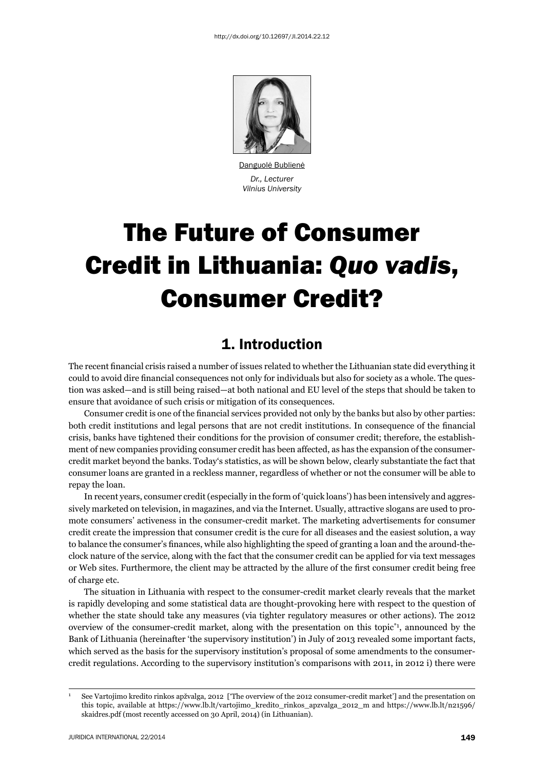http://dx.doi.org/10.12697/JI.2014.22.12

Danguolė Bublienė

*Dr., Lecturer*
*Vilnius University*

# The Future of Consumer Credit in Lithuania: *Quo vadis*, Consumer Credit?

## 1. Introduction

The recent financial crisis raised a number of issues related to whether the Lithuanian state did everything it could to avoid dire financial consequences not only for individuals but also for society as a whole. The question was asked—and is still being raised—at both national and EU level of the steps that should be taken to ensure that avoidance of such crisis or mitigation of its consequences.

Consumer credit is one of the financial services provided not only by the banks but also by other parties: both credit institutions and legal persons that are not credit institutions. In consequence of the financial crisis, banks have tightened their conditions for the provision of consumer credit; therefore, the establishment of new companies providing consumer credit has been affected, as has the expansion of the consumer-credit market beyond the banks. Today's statistics, as will be shown below, clearly substantiate the fact that consumer loans are granted in a reckless manner, regardless of whether or not the consumer will be able to repay the loan.

In recent years, consumer credit (especially in the form of 'quick loans') has been intensively and aggressively marketed on television, in magazines, and via the Internet. Usually, attractive slogans are used to promote consumers' activeness in the consumer-credit market. The marketing advertisements for consumer credit create the impression that consumer credit is the cure for all diseases and the easiest solution, a way to balance the consumer's finances, while also highlighting the speed of granting a loan and the around-the-clock nature of the service, along with the fact that the consumer credit can be applied for via text messages or Web sites. Furthermore, the client may be attracted by the allure of the first consumer credit being free of charge etc.

The situation in Lithuania with respect to the consumer-credit market clearly reveals that the market is rapidly developing and some statistical data are thought-provoking here with respect to the question of whether the state should take any measures (via tighter regulatory measures or other actions). The 2012 overview of the consumer-credit market, along with the presentation on this topic*[1], announced by the Bank of Lithuania (hereinafter 'the supervisory institution') in July of 2013 revealed some important facts, which served as the basis for the supervisory institution's proposal of some amendments to the consumer-credit regulations. According to the supervisory institution's comparisons with 2011, in 2012 i) there were

---

[1] See Vartojimo kredito rinkos apžvalga, 2012 ['The overview of the 2012 consumer-credit market'] and the presentation on this topic, available at https://www.lb.lt/vartojimo_kredito_rinkos_apzvalga_2012_m and https://www.lb.lt/n21596/skaidres.pdf (most recently accessed on 30 April, 2014) (in Lithuanian).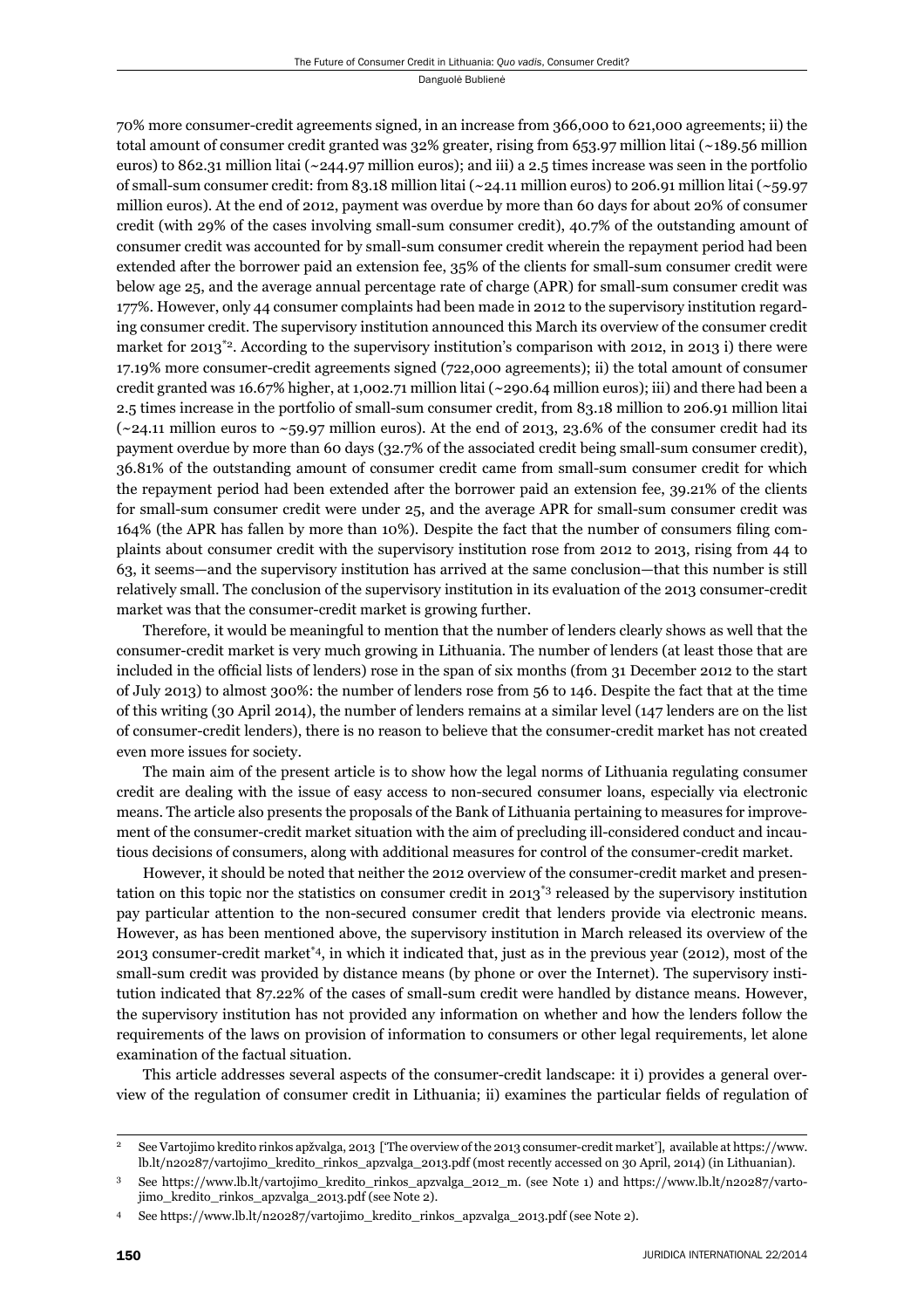70% more consumer-credit agreements signed, in an increase from 366,000 to 621,000 agreements; ii) the total amount of consumer credit granted was 32% greater, rising from 653.97 million litai (~189.56 million euros) to 862.31 million litai (~244.97 million euros); and iii) a 2.5 times increase was seen in the portfolio of small-sum consumer credit: from 83.18 million litai (~24.11 million euros) to 206.91 million litai (~59.97 million euros). At the end of 2012, payment was overdue by more than 60 days for about 20% of consumer credit (with 29% of the cases involving small-sum consumer credit), 40.7% of the outstanding amount of consumer credit was accounted for by small-sum consumer credit wherein the repayment period had been extended after the borrower paid an extension fee, 35% of the clients for small-sum consumer credit were below age 25, and the average annual percentage rate of charge (APR) for small-sum consumer credit was 177%. However, only 44 consumer complaints had been made in 2012 to the supervisory institution regarding consumer credit. The supervisory institution announced this March its overview of the consumer credit market for 2013[*2]. According to the supervisory institution's comparison with 2012, in 2013 i) there were 17.19% more consumer-credit agreements signed (722,000 agreements); ii) the total amount of consumer credit granted was 16.67% higher, at 1,002.71 million litai (~290.64 million euros); iii) and there had been a 2.5 times increase in the portfolio of small-sum consumer credit, from 83.18 million to 206.91 million litai (~24.11 million euros to ~59.97 million euros). At the end of 2013, 23.6% of the consumer credit had its payment overdue by more than 60 days (32.7% of the associated credit being small-sum consumer credit), 36.81% of the outstanding amount of consumer credit came from small-sum consumer credit for which the repayment period had been extended after the borrower paid an extension fee, 39.21% of the clients for small-sum consumer credit were under 25, and the average APR for small-sum consumer credit was 164% (the APR has fallen by more than 10%). Despite the fact that the number of consumers filing complaints about consumer credit with the supervisory institution rose from 2012 to 2013, rising from 44 to 63, it seems—and the supervisory institution has arrived at the same conclusion—that this number is still relatively small. The conclusion of the supervisory institution in its evaluation of the 2013 consumer-credit market was that the consumer-credit market is growing further.

Therefore, it would be meaningful to mention that the number of lenders clearly shows as well that the consumer-credit market is very much growing in Lithuania. The number of lenders (at least those that are included in the official lists of lenders) rose in the span of six months (from 31 December 2012 to the start of July 2013) to almost 300%: the number of lenders rose from 56 to 146. Despite the fact that at the time of this writing (30 April 2014), the number of lenders remains at a similar level (147 lenders are on the list of consumer-credit lenders), there is no reason to believe that the consumer-credit market has not created even more issues for society.

The main aim of the present article is to show how the legal norms of Lithuania regulating consumer credit are dealing with the issue of easy access to non-secured consumer loans, especially via electronic means. The article also presents the proposals of the Bank of Lithuania pertaining to measures for improvement of the consumer-credit market situation with the aim of precluding ill-considered conduct and incautious decisions of consumers, along with additional measures for control of the consumer-credit market.

However, it should be noted that neither the 2012 overview of the consumer-credit market and presentation on this topic nor the statistics on consumer credit in 2013[*3] released by the supervisory institution pay particular attention to the non-secured consumer credit that lenders provide via electronic means. However, as has been mentioned above, the supervisory institution in March released its overview of the 2013 consumer-credit market[*4], in which it indicated that, just as in the previous year (2012), most of the small-sum credit was provided by distance means (by phone or over the Internet). The supervisory institution indicated that 87.22% of the cases of small-sum credit were handled by distance means. However, the supervisory institution has not provided any information on whether and how the lenders follow the requirements of the laws on provision of information to consumers or other legal requirements, let alone examination of the factual situation.

This article addresses several aspects of the consumer-credit landscape: it i) provides a general overview of the regulation of consumer credit in Lithuania; ii) examines the particular fields of regulation of

---

[2] See Vartojimo kredito rinkos apžvalga, 2013 ['The overview of the 2013 consumer-credit market'], available at https://www.lb.lt/n20287/vartojimo_kredito_rinkos_apzvalga_2013.pdf (most recently accessed on 30 April, 2014) (in Lithuanian).

[3] See https://www.lb.lt/vartojimo_kredito_rinkos_apzvalga_2012_m. (see Note 1) and https://www.lb.lt/n20287/vartojimo_kredito_rinkos_apzvalga_2013.pdf (see Note 2).

[4] See https://www.lb.lt/n20287/vartojimo_kredito_rinkos_apzvalga_2013.pdf (see Note 2).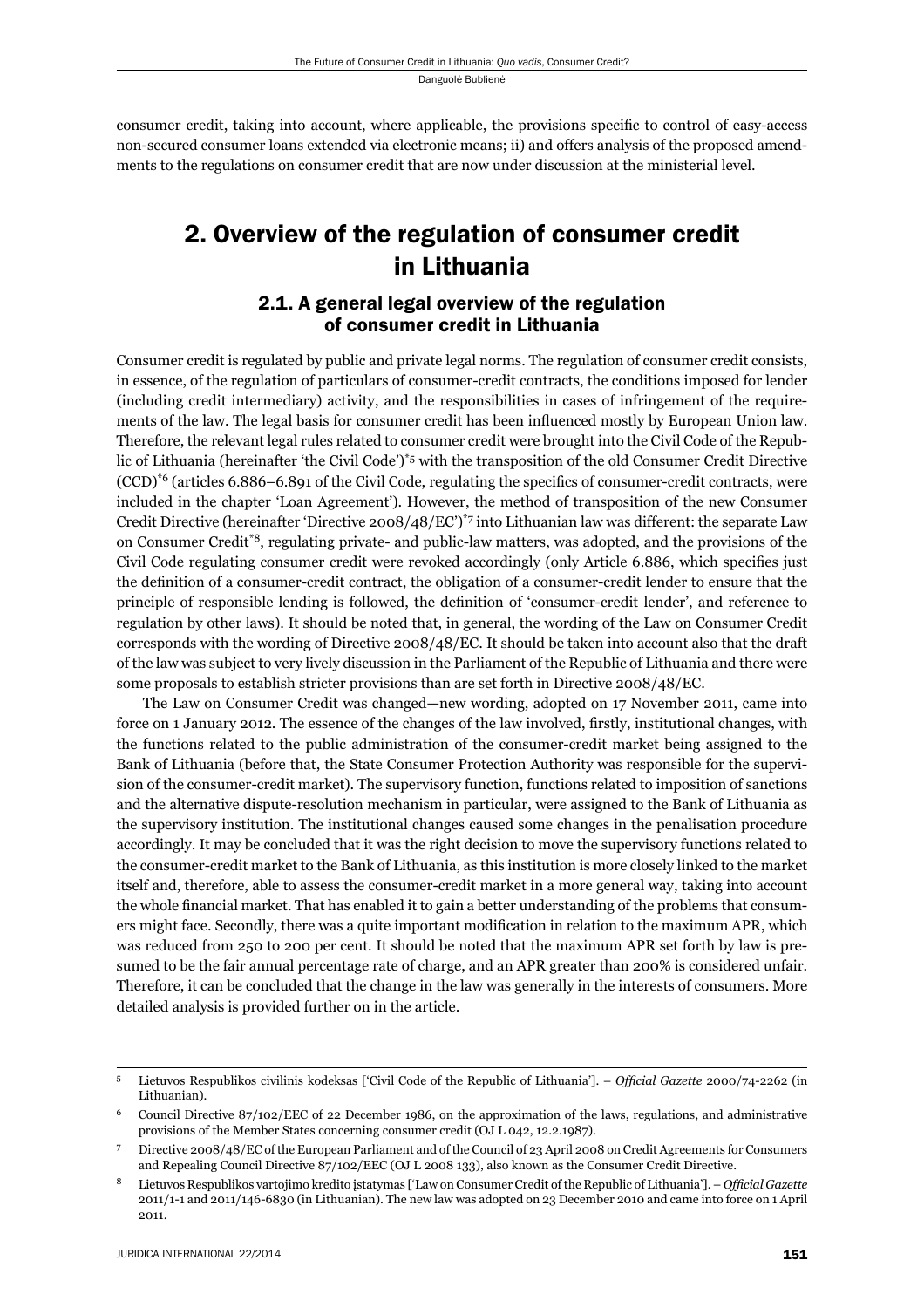consumer credit, taking into account, where applicable, the provisions specific to control of easy-access non-secured consumer loans extended via electronic means; ii) and offers analysis of the proposed amendments to the regulations on consumer credit that are now under discussion at the ministerial level.

## 2. Overview of the regulation of consumer credit in Lithuania

### 2.1. A general legal overview of the regulation of consumer credit in Lithuania

Consumer credit is regulated by public and private legal norms. The regulation of consumer credit consists, in essence, of the regulation of particulars of consumer-credit contracts, the conditions imposed for lender (including credit intermediary) activity, and the responsibilities in cases of infringement of the requirements of the law. The legal basis for consumer credit has been influenced mostly by European Union law. Therefore, the relevant legal rules related to consumer credit were brought into the Civil Code of the Republic of Lithuania (hereinafter 'the Civil Code')[*5] with the transposition of the old Consumer Credit Directive (CCD)[*6] (articles 6.886–6.891 of the Civil Code, regulating the specifics of consumer-credit contracts, were included in the chapter 'Loan Agreement'). However, the method of transposition of the new Consumer Credit Directive (hereinafter 'Directive 2008/48/EC')[*7] into Lithuanian law was different: the separate Law on Consumer Credit[*8], regulating private- and public-law matters, was adopted, and the provisions of the Civil Code regulating consumer credit were revoked accordingly (only Article 6.886, which specifies just the definition of a consumer-credit contract, the obligation of a consumer-credit lender to ensure that the principle of responsible lending is followed, the definition of 'consumer-credit lender', and reference to regulation by other laws). It should be noted that, in general, the wording of the Law on Consumer Credit corresponds with the wording of Directive 2008/48/EC. It should be taken into account also that the draft of the law was subject to very lively discussion in the Parliament of the Republic of Lithuania and there were some proposals to establish stricter provisions than are set forth in Directive 2008/48/EC.

The Law on Consumer Credit was changed—new wording, adopted on 17 November 2011, came into force on 1 January 2012. The essence of the changes of the law involved, firstly, institutional changes, with the functions related to the public administration of the consumer-credit market being assigned to the Bank of Lithuania (before that, the State Consumer Protection Authority was responsible for the supervision of the consumer-credit market). The supervisory function, functions related to imposition of sanctions and the alternative dispute-resolution mechanism in particular, were assigned to the Bank of Lithuania as the supervisory institution. The institutional changes caused some changes in the penalisation procedure accordingly. It may be concluded that it was the right decision to move the supervisory functions related to the consumer-credit market to the Bank of Lithuania, as this institution is more closely linked to the market itself and, therefore, able to assess the consumer-credit market in a more general way, taking into account the whole financial market. That has enabled it to gain a better understanding of the problems that consumers might face. Secondly, there was a quite important modification in relation to the maximum APR, which was reduced from 250 to 200 per cent. It should be noted that the maximum APR set forth by law is presumed to be the fair annual percentage rate of charge, and an APR greater than 200% is considered unfair. Therefore, it can be concluded that the change in the law was generally in the interests of consumers. More detailed analysis is provided further on in the article.

---

5 Lietuvos Respublikos civilinis kodeksas ['Civil Code of the Republic of Lithuania']. – *Official Gazette* 2000/74-2262 (in Lithuanian).

6 Council Directive 87/102/EEC of 22 December 1986, on the approximation of the laws, regulations, and administrative provisions of the Member States concerning consumer credit (OJ L 042, 12.2.1987).

7 Directive 2008/48/EC of the European Parliament and of the Council of 23 April 2008 on Credit Agreements for Consumers and Repealing Council Directive 87/102/EEC (OJ L 2008 133), also known as the Consumer Credit Directive.

8 Lietuvos Respublikos vartojimo kredito įstatymas ['Law on Consumer Credit of the Republic of Lithuania']. – *Official Gazette* 2011/1-1 and 2011/146-6830 (in Lithuanian). The new law was adopted on 23 December 2010 and came into force on 1 April 2011.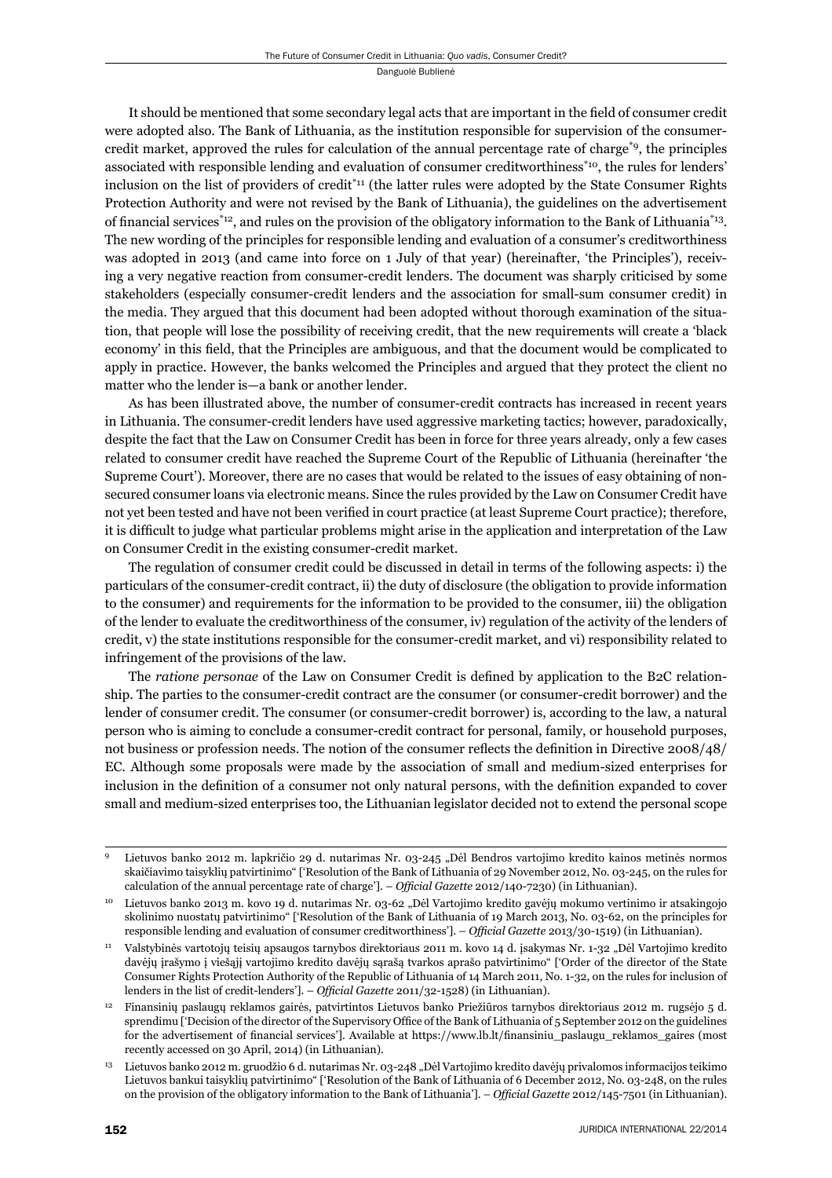It should be mentioned that some secondary legal acts that are important in the field of consumer credit were adopted also. The Bank of Lithuania, as the institution responsible for supervision of the consumer-credit market, approved the rules for calculation of the annual percentage rate of charge[*9], the principles associated with responsible lending and evaluation of consumer creditworthiness[*10], the rules for lenders' inclusion on the list of providers of credit[*11] (the latter rules were adopted by the State Consumer Rights Protection Authority and were not revised by the Bank of Lithuania), the guidelines on the advertisement of financial services[*12], and rules on the provision of the obligatory information to the Bank of Lithuania[*13]. The new wording of the principles for responsible lending and evaluation of a consumer's creditworthiness was adopted in 2013 (and came into force on 1 July of that year) (hereinafter, 'the Principles'), receiving a very negative reaction from consumer-credit lenders. The document was sharply criticised by some stakeholders (especially consumer-credit lenders and the association for small-sum consumer credit) in the media. They argued that this document had been adopted without thorough examination of the situation, that people will lose the possibility of receiving credit, that the new requirements will create a 'black economy' in this field, that the Principles are ambiguous, and that the document would be complicated to apply in practice. However, the banks welcomed the Principles and argued that they protect the client no matter who the lender is—a bank or another lender.

As has been illustrated above, the number of consumer-credit contracts has increased in recent years in Lithuania. The consumer-credit lenders have used aggressive marketing tactics; however, paradoxically, despite the fact that the Law on Consumer Credit has been in force for three years already, only a few cases related to consumer credit have reached the Supreme Court of the Republic of Lithuania (hereinafter 'the Supreme Court'). Moreover, there are no cases that would be related to the issues of easy obtaining of non-secured consumer loans via electronic means. Since the rules provided by the Law on Consumer Credit have not yet been tested and have not been verified in court practice (at least Supreme Court practice); therefore, it is difficult to judge what particular problems might arise in the application and interpretation of the Law on Consumer Credit in the existing consumer-credit market.

The regulation of consumer credit could be discussed in detail in terms of the following aspects: i) the particulars of the consumer-credit contract, ii) the duty of disclosure (the obligation to provide information to the consumer) and requirements for the information to be provided to the consumer, iii) the obligation of the lender to evaluate the creditworthiness of the consumer, iv) regulation of the activity of the lenders of credit, v) the state institutions responsible for the consumer-credit market, and vi) responsibility related to infringement of the provisions of the law.

The *ratione personae* of the Law on Consumer Credit is defined by application to the B2C relationship. The parties to the consumer-credit contract are the consumer (or consumer-credit borrower) and the lender of consumer credit. The consumer (or consumer-credit borrower) is, according to the law, a natural person who is aiming to conclude a consumer-credit contract for personal, family, or household purposes, not business or profession needs. The notion of the consumer reflects the definition in Directive 2008/48/EC. Although some proposals were made by the association of small and medium-sized enterprises for inclusion in the definition of a consumer not only natural persons, with the definition expanded to cover small and medium-sized enterprises too, the Lithuanian legislator decided not to extend the personal scope

---

[9] Lietuvos banko 2012 m. lapkričio 29 d. nutarimas Nr. 03-245 „Dėl Bendros vartojimo kredito kainos metinės normos skaičiavimo taisyklių patvirtinimo" ['Resolution of the Bank of Lithuania of 29 November 2012, No. 03-245, on the rules for calculation of the annual percentage rate of charge']. – *Official Gazette* 2012/140-7230) (in Lithuanian).

[10] Lietuvos banko 2013 m. kovo 19 d. nutarimas Nr. 03-62 „Dėl Vartojimo kredito gavėjų mokumo vertinimo ir atsakingojo skolinimo nuostatų patvirtinimo" ['Resolution of the Bank of Lithuania of 19 March 2013, No. 03-62, on the principles for responsible lending and evaluation of consumer creditworthiness']. – *Official Gazette* 2013/30-1519) (in Lithuanian).

[11] Valstybinės vartotojų teisių apsaugos tarnybos direktoriaus 2011 m. kovo 14 d. įsakymas Nr. 1-32 „Dėl Vartojimo kredito davėjų įrašymo į viešąjį vartojimo kredito davėjų sąrašą tvarkos aprašo patvirtinimo" ['Order of the director of the State Consumer Rights Protection Authority of the Republic of Lithuania of 14 March 2011, No. 1-32, on the rules for inclusion of lenders in the list of credit-lenders']. – *Official Gazette* 2011/32-1528) (in Lithuanian).

[12] Finansinių paslaugų reklamos gairės, patvirtintos Lietuvos banko Priežiūros tarnybos direktoriaus 2012 m. rugsėjo 5 d. sprendimu ['Decision of the director of the Supervisory Office of the Bank of Lithuania of 5 September 2012 on the guidelines for the advertisement of financial services']. Available at https://www.lb.lt/finansiniu_paslaugu_reklamos_gaires (most recently accessed on 30 April, 2014) (in Lithuanian).

[13] Lietuvos banko 2012 m. gruodžio 6 d. nutarimas Nr. 03-248 „Dėl Vartojimo kredito davėjų privalomos informacijos teikimo Lietuvos bankui taisyklių patvirtinimo" ['Resolution of the Bank of Lithuania of 6 December 2012, No. 03-248, on the rules on the provision of the obligatory information to the Bank of Lithuania']. – *Official Gazette* 2012/145-7501 (in Lithuanian).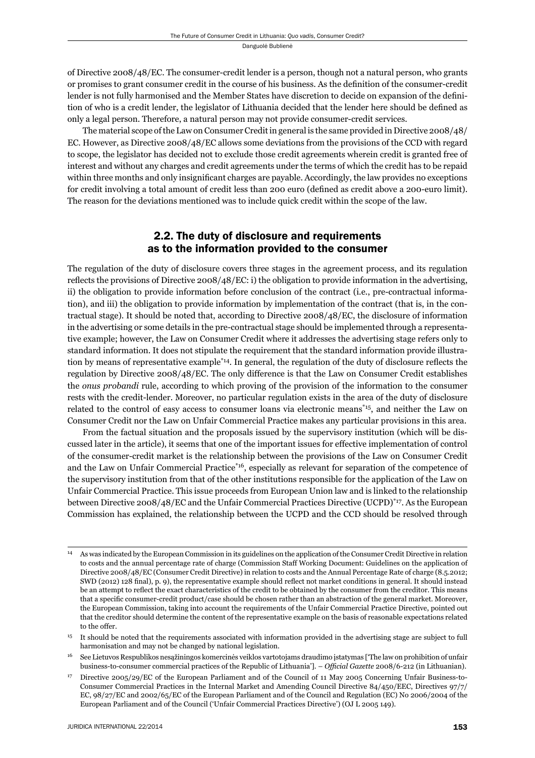of Directive 2008/48/EC. The consumer-credit lender is a person, though not a natural person, who grants or promises to grant consumer credit in the course of his business. As the definition of the consumer-credit lender is not fully harmonised and the Member States have discretion to decide on expansion of the definition of who is a credit lender, the legislator of Lithuania decided that the lender here should be defined as only a legal person. Therefore, a natural person may not provide consumer-credit services.

The material scope of the Law on Consumer Credit in general is the same provided in Directive 2008/48/EC. However, as Directive 2008/48/EC allows some deviations from the provisions of the CCD with regard to scope, the legislator has decided not to exclude those credit agreements wherein credit is granted free of interest and without any charges and credit agreements under the terms of which the credit has to be repaid within three months and only insignificant charges are payable. Accordingly, the law provides no exceptions for credit involving a total amount of credit less than 200 euro (defined as credit above a 200-euro limit). The reason for the deviations mentioned was to include quick credit within the scope of the law.

## 2.2. The duty of disclosure and requirements as to the information provided to the consumer

The regulation of the duty of disclosure covers three stages in the agreement process, and its regulation reflects the provisions of Directive 2008/48/EC: i) the obligation to provide information in the advertising, ii) the obligation to provide information before conclusion of the contract (i.e., pre-contractual information), and iii) the obligation to provide information by implementation of the contract (that is, in the contractual stage). It should be noted that, according to Directive 2008/48/EC, the disclosure of information in the advertising or some details in the pre-contractual stage should be implemented through a representative example; however, the Law on Consumer Credit where it addresses the advertising stage refers only to standard information. It does not stipulate the requirement that the standard information provide illustration by means of representative example[*14]. In general, the regulation of the duty of disclosure reflects the regulation by Directive 2008/48/EC. The only difference is that the Law on Consumer Credit establishes the *onus probandi* rule, according to which proving of the provision of the information to the consumer rests with the credit-lender. Moreover, no particular regulation exists in the area of the duty of disclosure related to the control of easy access to consumer loans via electronic means[*15], and neither the Law on Consumer Credit nor the Law on Unfair Commercial Practice makes any particular provisions in this area.

From the factual situation and the proposals issued by the supervisory institution (which will be discussed later in the article), it seems that one of the important issues for effective implementation of control of the consumer-credit market is the relationship between the provisions of the Law on Consumer Credit and the Law on Unfair Commercial Practice[*16], especially as relevant for separation of the competence of the supervisory institution from that of the other institutions responsible for the application of the Law on Unfair Commercial Practice. This issue proceeds from European Union law and is linked to the relationship between Directive 2008/48/EC and the Unfair Commercial Practices Directive (UCPD)[*17]. As the European Commission has explained, the relationship between the UCPD and the CCD should be resolved through

---

[14] As was indicated by the European Commission in its guidelines on the application of the Consumer Credit Directive in relation to costs and the annual percentage rate of charge (Commission Staff Working Document: Guidelines on the application of Directive 2008/48/EC (Consumer Credit Directive) in relation to costs and the Annual Percentage Rate of charge (8.5.2012; SWD (2012) 128 final), p. 9), the representative example should reflect not market conditions in general. It should instead be an attempt to reflect the exact characteristics of the credit to be obtained by the consumer from the creditor. This means that a specific consumer-credit product/case should be chosen rather than an abstraction of the general market. Moreover, the European Commission, taking into account the requirements of the Unfair Commercial Practice Directive, pointed out that the creditor should determine the content of the representative example on the basis of reasonable expectations related to the offer.

[15] It should be noted that the requirements associated with information provided in the advertising stage are subject to full harmonisation and may not be changed by national legislation.

[16] See Lietuvos Respublikos nesąžiningos komercinės veiklos vartotojams draudimo įstatymas ['The law on prohibition of unfair business-to-consumer commercial practices of the Republic of Lithuania']. – *Official Gazette* 2008/6-212 (in Lithuanian).

[17] Directive 2005/29/EC of the European Parliament and of the Council of 11 May 2005 Concerning Unfair Business-to-Consumer Commercial Practices in the Internal Market and Amending Council Directive 84/450/EEC, Directives 97/7/EC, 98/27/EC and 2002/65/EC of the European Parliament and of the Council and Regulation (EC) No 2006/2004 of the European Parliament and of the Council ('Unfair Commercial Practices Directive') (OJ L 2005 149).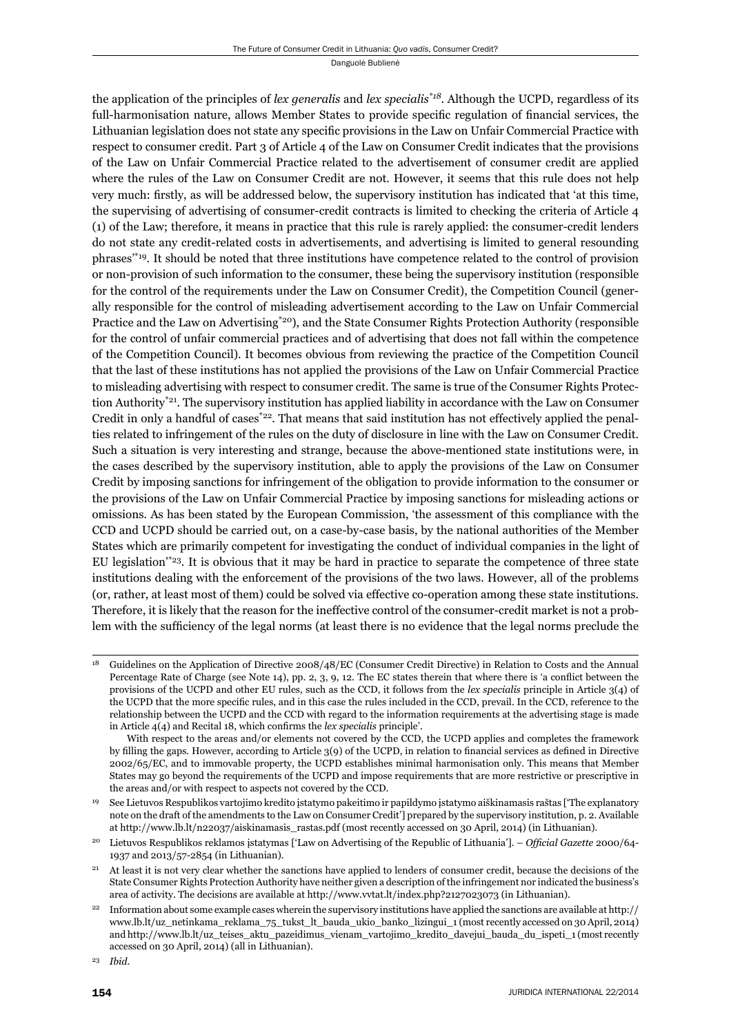the application of the principles of *lex generalis* and *lex specialis*[*18]. Although the UCPD, regardless of its full-harmonisation nature, allows Member States to provide specific regulation of financial services, the Lithuanian legislation does not state any specific provisions in the Law on Unfair Commercial Practice with respect to consumer credit. Part 3 of Article 4 of the Law on Consumer Credit indicates that the provisions of the Law on Unfair Commercial Practice related to the advertisement of consumer credit are applied where the rules of the Law on Consumer Credit are not. However, it seems that this rule does not help very much: firstly, as will be addressed below, the supervisory institution has indicated that 'at this time, the supervising of advertising of consumer-credit contracts is limited to checking the criteria of Article 4 (1) of the Law; therefore, it means in practice that this rule is rarely applied: the consumer-credit lenders do not state any credit-related costs in advertisements, and advertising is limited to general resounding phrases'[*19]. It should be noted that three institutions have competence related to the control of provision or non-provision of such information to the consumer, these being the supervisory institution (responsible for the control of the requirements under the Law on Consumer Credit), the Competition Council (generally responsible for the control of misleading advertisement according to the Law on Unfair Commercial Practice and the Law on Advertising[*20]), and the State Consumer Rights Protection Authority (responsible for the control of unfair commercial practices and of advertising that does not fall within the competence of the Competition Council). It becomes obvious from reviewing the practice of the Competition Council that the last of these institutions has not applied the provisions of the Law on Unfair Commercial Practice to misleading advertising with respect to consumer credit. The same is true of the Consumer Rights Protection Authority[*21]. The supervisory institution has applied liability in accordance with the Law on Consumer Credit in only a handful of cases[*22]. That means that said institution has not effectively applied the penalties related to infringement of the rules on the duty of disclosure in line with the Law on Consumer Credit. Such a situation is very interesting and strange, because the above-mentioned state institutions were, in the cases described by the supervisory institution, able to apply the provisions of the Law on Consumer Credit by imposing sanctions for infringement of the obligation to provide information to the consumer or the provisions of the Law on Unfair Commercial Practice by imposing sanctions for misleading actions or omissions. As has been stated by the European Commission, 'the assessment of this compliance with the CCD and UCPD should be carried out, on a case-by-case basis, by the national authorities of the Member States which are primarily competent for investigating the conduct of individual companies in the light of EU legislation'[*23]. It is obvious that it may be hard in practice to separate the competence of three state institutions dealing with the enforcement of the provisions of the two laws. However, all of the problems (or, rather, at least most of them) could be solved via effective co-operation among these state institutions. Therefore, it is likely that the reason for the ineffective control of the consumer-credit market is not a problem with the sufficiency of the legal norms (at least there is no evidence that the legal norms preclude the

---

[18] Guidelines on the Application of Directive 2008/48/EC (Consumer Credit Directive) in Relation to Costs and the Annual Percentage Rate of Charge (see Note 14), pp. 2, 3, 9, 12. The EC states therein that where there is 'a conflict between the provisions of the UCPD and other EU rules, such as the CCD, it follows from the *lex specialis* principle in Article 3(4) of the UCPD that the more specific rules, and in this case the rules included in the CCD, prevail. In the CCD, reference to the relationship between the UCPD and the CCD with regard to the information requirements at the advertising stage is made in Article 4(4) and Recital 18, which confirms the *lex specialis* principle'.

With respect to the areas and/or elements not covered by the CCD, the UCPD applies and completes the framework by filling the gaps. However, according to Article 3(9) of the UCPD, in relation to financial services as defined in Directive 2002/65/EC, and to immovable property, the UCPD establishes minimal harmonisation only. This means that Member States may go beyond the requirements of the UCPD and impose requirements that are more restrictive or prescriptive in the areas and/or with respect to aspects not covered by the CCD.

[19] See Lietuvos Respublikos vartojimo kredito įstatymo pakeitimo ir papildymo įstatymo aiškinamasis raštas ['The explanatory note on the draft of the amendments to the Law on Consumer Credit'] prepared by the supervisory institution, p. 2. Available at http://www.lb.lt/n22037/aiskinamasis_rastas.pdf (most recently accessed on 30 April, 2014) (in Lithuanian).

[20] Lietuvos Respublikos reklamos įstatymas ['Law on Advertising of the Republic of Lithuania']. – *Official Gazette* 2000/64-1937 and 2013/57-2854 (in Lithuanian).

[21] At least it is not very clear whether the sanctions have applied to lenders of consumer credit, because the decisions of the State Consumer Rights Protection Authority have neither given a description of the infringement nor indicated the business's area of activity. The decisions are available at http://www.vvtat.lt/index.php?2127023073 (in Lithuanian).

[22] Information about some example cases wherein the supervisory institutions have applied the sanctions are available at http://www.lb.lt/uz_netinkama_reklama_75_tukst_lt_bauda_ukio_banko_lizingui_1 (most recently accessed on 30 April, 2014) and http://www.lb.lt/uz_teises_aktu_pazeidimus_vienam_vartojimo_kredito_davejui_bauda_du_ispeti_1 (most recently accessed on 30 April, 2014) (all in Lithuanian).

[23] *Ibid.*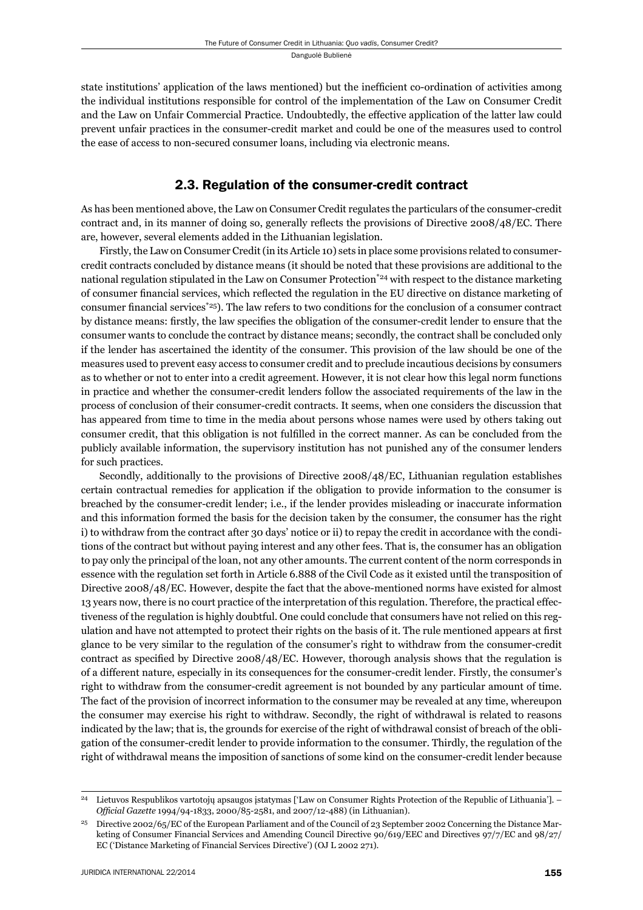state institutions' application of the laws mentioned) but the inefficient co-ordination of activities among the individual institutions responsible for control of the implementation of the Law on Consumer Credit and the Law on Unfair Commercial Practice. Undoubtedly, the effective application of the latter law could prevent unfair practices in the consumer-credit market and could be one of the measures used to control the ease of access to non-secured consumer loans, including via electronic means.

## 2.3. Regulation of the consumer-credit contract

As has been mentioned above, the Law on Consumer Credit regulates the particulars of the consumer-credit contract and, in its manner of doing so, generally reflects the provisions of Directive 2008/48/EC. There are, however, several elements added in the Lithuanian legislation.

Firstly, the Law on Consumer Credit (in its Article 10) sets in place some provisions related to consumer-credit contracts concluded by distance means (it should be noted that these provisions are additional to the national regulation stipulated in the Law on Consumer Protection*[24] with respect to the distance marketing of consumer financial services, which reflected the regulation in the EU directive on distance marketing of consumer financial services*[25]). The law refers to two conditions for the conclusion of a consumer contract by distance means: firstly, the law specifies the obligation of the consumer-credit lender to ensure that the consumer wants to conclude the contract by distance means; secondly, the contract shall be concluded only if the lender has ascertained the identity of the consumer. This provision of the law should be one of the measures used to prevent easy access to consumer credit and to preclude incautious decisions by consumers as to whether or not to enter into a credit agreement. However, it is not clear how this legal norm functions in practice and whether the consumer-credit lenders follow the associated requirements of the law in the process of conclusion of their consumer-credit contracts. It seems, when one considers the discussion that has appeared from time to time in the media about persons whose names were used by others taking out consumer credit, that this obligation is not fulfilled in the correct manner. As can be concluded from the publicly available information, the supervisory institution has not punished any of the consumer lenders for such practices.

Secondly, additionally to the provisions of Directive 2008/48/EC, Lithuanian regulation establishes certain contractual remedies for application if the obligation to provide information to the consumer is breached by the consumer-credit lender; i.e., if the lender provides misleading or inaccurate information and this information formed the basis for the decision taken by the consumer, the consumer has the right i) to withdraw from the contract after 30 days' notice or ii) to repay the credit in accordance with the conditions of the contract but without paying interest and any other fees. That is, the consumer has an obligation to pay only the principal of the loan, not any other amounts. The current content of the norm corresponds in essence with the regulation set forth in Article 6.888 of the Civil Code as it existed until the transposition of Directive 2008/48/EC. However, despite the fact that the above-mentioned norms have existed for almost 13 years now, there is no court practice of the interpretation of this regulation. Therefore, the practical effectiveness of the regulation is highly doubtful. One could conclude that consumers have not relied on this regulation and have not attempted to protect their rights on the basis of it. The rule mentioned appears at first glance to be very similar to the regulation of the consumer's right to withdraw from the consumer-credit contract as specified by Directive 2008/48/EC. However, thorough analysis shows that the regulation is of a different nature, especially in its consequences for the consumer-credit lender. Firstly, the consumer's right to withdraw from the consumer-credit agreement is not bounded by any particular amount of time. The fact of the provision of incorrect information to the consumer may be revealed at any time, whereupon the consumer may exercise his right to withdraw. Secondly, the right of withdrawal is related to reasons indicated by the law; that is, the grounds for exercise of the right of withdrawal consist of breach of the obligation of the consumer-credit lender to provide information to the consumer. Thirdly, the regulation of the right of withdrawal means the imposition of sanctions of some kind on the consumer-credit lender because

---

[24] Lietuvos Respublikos vartotojų apsaugos įstatymas ['Law on Consumer Rights Protection of the Republic of Lithuania']. – *Official Gazette* 1994/94-1833, 2000/85-2581, and 2007/12-488) (in Lithuanian).

[25] Directive 2002/65/EC of the European Parliament and of the Council of 23 September 2002 Concerning the Distance Marketing of Consumer Financial Services and Amending Council Directive 90/619/EEC and Directives 97/7/EC and 98/27/EC ('Distance Marketing of Financial Services Directive') (OJ L 2002 271).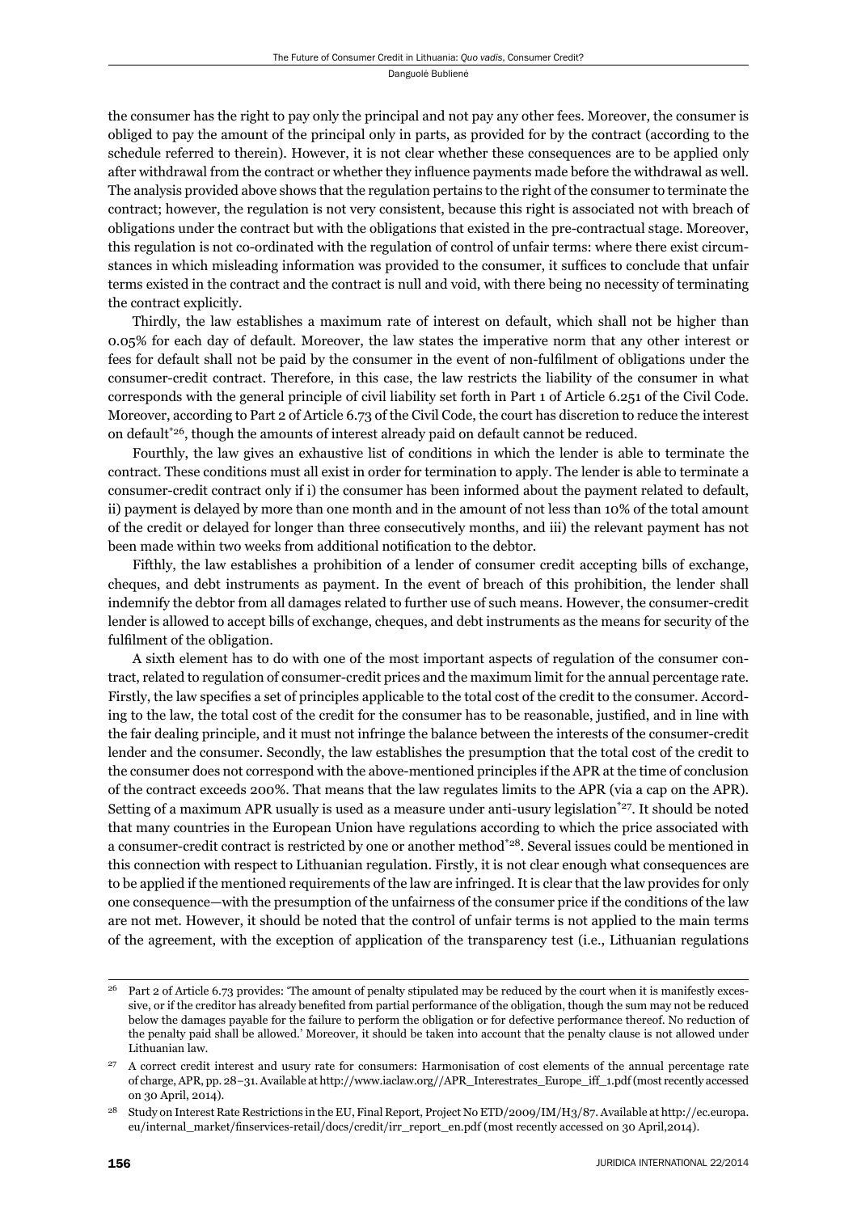the consumer has the right to pay only the principal and not pay any other fees. Moreover, the consumer is obliged to pay the amount of the principal only in parts, as provided for by the contract (according to the schedule referred to therein). However, it is not clear whether these consequences are to be applied only after withdrawal from the contract or whether they influence payments made before the withdrawal as well. The analysis provided above shows that the regulation pertains to the right of the consumer to terminate the contract; however, the regulation is not very consistent, because this right is associated not with breach of obligations under the contract but with the obligations that existed in the pre-contractual stage. Moreover, this regulation is not co-ordinated with the regulation of control of unfair terms: where there exist circumstances in which misleading information was provided to the consumer, it suffices to conclude that unfair terms existed in the contract and the contract is null and void, with there being no necessity of terminating the contract explicitly.

Thirdly, the law establishes a maximum rate of interest on default, which shall not be higher than 0.05% for each day of default. Moreover, the law states the imperative norm that any other interest or fees for default shall not be paid by the consumer in the event of non-fulfilment of obligations under the consumer-credit contract. Therefore, in this case, the law restricts the liability of the consumer in what corresponds with the general principle of civil liability set forth in Part 1 of Article 6.251 of the Civil Code. Moreover, according to Part 2 of Article 6.73 of the Civil Code, the court has discretion to reduce the interest on default[*26], though the amounts of interest already paid on default cannot be reduced.

Fourthly, the law gives an exhaustive list of conditions in which the lender is able to terminate the contract. These conditions must all exist in order for termination to apply. The lender is able to terminate a consumer-credit contract only if i) the consumer has been informed about the payment related to default, ii) payment is delayed by more than one month and in the amount of not less than 10% of the total amount of the credit or delayed for longer than three consecutively months, and iii) the relevant payment has not been made within two weeks from additional notification to the debtor.

Fifthly, the law establishes a prohibition of a lender of consumer credit accepting bills of exchange, cheques, and debt instruments as payment. In the event of breach of this prohibition, the lender shall indemnify the debtor from all damages related to further use of such means. However, the consumer-credit lender is allowed to accept bills of exchange, cheques, and debt instruments as the means for security of the fulfilment of the obligation.

A sixth element has to do with one of the most important aspects of regulation of the consumer contract, related to regulation of consumer-credit prices and the maximum limit for the annual percentage rate. Firstly, the law specifies a set of principles applicable to the total cost of the credit to the consumer. According to the law, the total cost of the credit for the consumer has to be reasonable, justified, and in line with the fair dealing principle, and it must not infringe the balance between the interests of the consumer-credit lender and the consumer. Secondly, the law establishes the presumption that the total cost of the credit to the consumer does not correspond with the above-mentioned principles if the APR at the time of conclusion of the contract exceeds 200%. That means that the law regulates limits to the APR (via a cap on the APR). Setting of a maximum APR usually is used as a measure under anti-usury legislation[*27]. It should be noted that many countries in the European Union have regulations according to which the price associated with a consumer-credit contract is restricted by one or another method[*28]. Several issues could be mentioned in this connection with respect to Lithuanian regulation. Firstly, it is not clear enough what consequences are to be applied if the mentioned requirements of the law are infringed. It is clear that the law provides for only one consequence—with the presumption of the unfairness of the consumer price if the conditions of the law are not met. However, it should be noted that the control of unfair terms is not applied to the main terms of the agreement, with the exception of application of the transparency test (i.e., Lithuanian regulations

---

[26] Part 2 of Article 6.73 provides: 'The amount of penalty stipulated may be reduced by the court when it is manifestly excessive, or if the creditor has already benefited from partial performance of the obligation, though the sum may not be reduced below the damages payable for the failure to perform the obligation or for defective performance thereof. No reduction of the penalty paid shall be allowed.' Moreover, it should be taken into account that the penalty clause is not allowed under Lithuanian law.

[27] A correct credit interest and usury rate for consumers: Harmonisation of cost elements of the annual percentage rate of charge, APR, pp. 28–31. Available at http://www.iaclaw.org//APR_Interestrates_Europe_iff_1.pdf (most recently accessed on 30 April, 2014).

[28] Study on Interest Rate Restrictions in the EU, Final Report, Project No ETD/2009/IM/H3/87. Available at http://ec.europa.eu/internal_market/finservices-retail/docs/credit/irr_report_en.pdf (most recently accessed on 30 April,2014).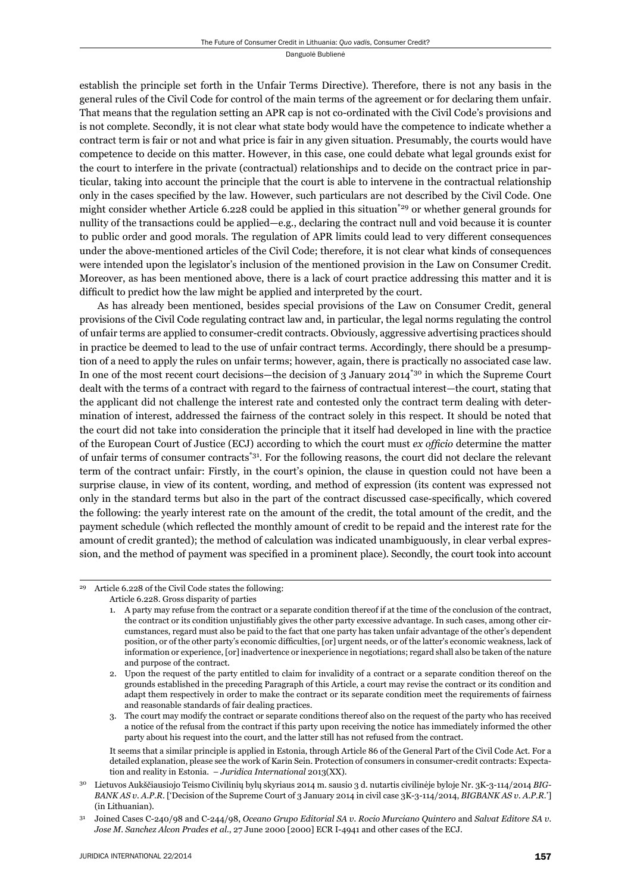establish the principle set forth in the Unfair Terms Directive). Therefore, there is not any basis in the general rules of the Civil Code for control of the main terms of the agreement or for declaring them unfair. That means that the regulation setting an APR cap is not co-ordinated with the Civil Code's provisions and is not complete. Secondly, it is not clear what state body would have the competence to indicate whether a contract term is fair or not and what price is fair in any given situation. Presumably, the courts would have competence to decide on this matter. However, in this case, one could debate what legal grounds exist for the court to interfere in the private (contractual) relationships and to decide on the contract price in particular, taking into account the principle that the court is able to intervene in the contractual relationship only in the cases specified by the law. However, such particulars are not described by the Civil Code. One might consider whether Article 6.228 could be applied in this situation[*29] or whether general grounds for nullity of the transactions could be applied—e.g., declaring the contract null and void because it is counter to public order and good morals. The regulation of APR limits could lead to very different consequences under the above-mentioned articles of the Civil Code; therefore, it is not clear what kinds of consequences were intended upon the legislator's inclusion of the mentioned provision in the Law on Consumer Credit. Moreover, as has been mentioned above, there is a lack of court practice addressing this matter and it is difficult to predict how the law might be applied and interpreted by the court.

As has already been mentioned, besides special provisions of the Law on Consumer Credit, general provisions of the Civil Code regulating contract law and, in particular, the legal norms regulating the control of unfair terms are applied to consumer-credit contracts. Obviously, aggressive advertising practices should in practice be deemed to lead to the use of unfair contract terms. Accordingly, there should be a presumption of a need to apply the rules on unfair terms; however, again, there is practically no associated case law. In one of the most recent court decisions—the decision of 3 January 2014[*30] in which the Supreme Court dealt with the terms of a contract with regard to the fairness of contractual interest—the court, stating that the applicant did not challenge the interest rate and contested only the contract term dealing with determination of interest, addressed the fairness of the contract solely in this respect. It should be noted that the court did not take into consideration the principle that it itself had developed in line with the practice of the European Court of Justice (ECJ) according to which the court must *ex officio* determine the matter of unfair terms of consumer contracts[*31]. For the following reasons, the court did not declare the relevant term of the contract unfair: Firstly, in the court's opinion, the clause in question could not have been a surprise clause, in view of its content, wording, and method of expression (its content was expressed not only in the standard terms but also in the part of the contract discussed case-specifically, which covered the following: the yearly interest rate on the amount of the credit, the total amount of the credit, and the payment schedule (which reflected the monthly amount of credit to be repaid and the interest rate for the amount of credit granted); the method of calculation was indicated unambiguously, in clear verbal expression, and the method of payment was specified in a prominent place). Secondly, the court took into account

---

[29] Article 6.228 of the Civil Code states the following:

Article 6.228. Gross disparity of parties

1. A party may refuse from the contract or a separate condition thereof if at the time of the conclusion of the contract, the contract or its condition unjustifiably gives the other party excessive advantage. In such cases, among other circumstances, regard must also be paid to the fact that one party has taken unfair advantage of the other's dependent position, or of the other party's economic difficulties, [or] urgent needs, or of the latter's economic weakness, lack of information or experience, [or] inadvertence or inexperience in negotiations; regard shall also be taken of the nature and purpose of the contract.
2. Upon the request of the party entitled to claim for invalidity of a contract or a separate condition thereof on the grounds established in the preceding Paragraph of this Article, a court may revise the contract or its condition and adapt them respectively in order to make the contract or its separate condition meet the requirements of fairness and reasonable standards of fair dealing practices.
3. The court may modify the contract or separate conditions thereof also on the request of the party who has received a notice of the refusal from the contract if this party upon receiving the notice has immediately informed the other party about his request into the court, and the latter still has not refused from the contract.

It seems that a similar principle is applied in Estonia, through Article 86 of the General Part of the Civil Code Act. For a detailed explanation, please see the work of Karin Sein. Protection of consumers in consumer-credit contracts: Expectation and reality in Estonia. – *Juridica International* 2013(XX).

[30] Lietuvos Aukščiausiojo Teismo Civilinių bylų skyriaus 2014 m. sausio 3 d. nutartis civilinėje byloje Nr. 3K-3-114/2014 *BIGBANK AS v. A.P.R.* ['Decision of the Supreme Court of 3 January 2014 in civil case 3K-3-114/2014, *BIGBANK AS v. A.P.R.*'] (in Lithuanian).

[31] Joined Cases C-240/98 and C-244/98, *Oceano Grupo Editorial SA v. Rocio Murciano Quintero* and *Salvat Editore SA v. Jose M. Sanchez Alcon Prades et al.*, 27 June 2000 [2000] ECR I-4941 and other cases of the ECJ.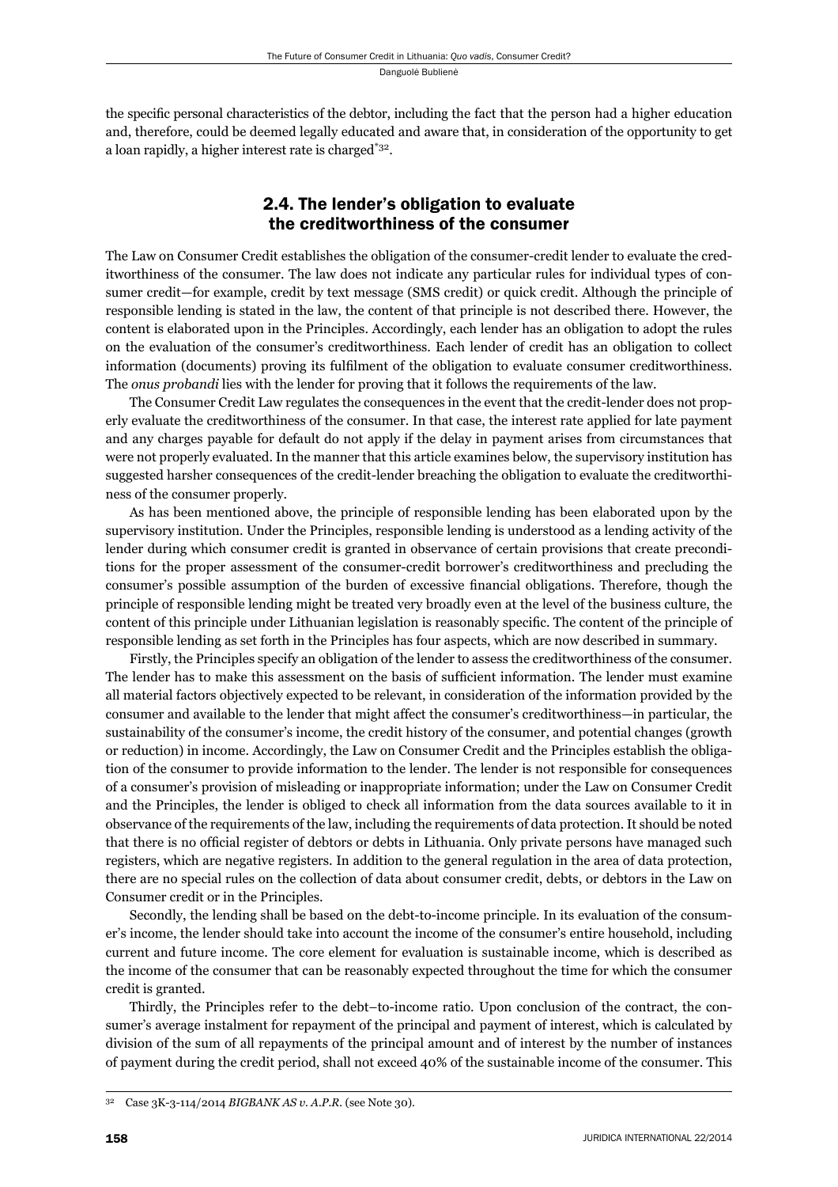the specific personal characteristics of the debtor, including the fact that the person had a higher education and, therefore, could be deemed legally educated and aware that, in consideration of the opportunity to get a loan rapidly, a higher interest rate is charged*[32].

## 2.4. The lender's obligation to evaluate the creditworthiness of the consumer

The Law on Consumer Credit establishes the obligation of the consumer-credit lender to evaluate the creditworthiness of the consumer. The law does not indicate any particular rules for individual types of consumer credit—for example, credit by text message (SMS credit) or quick credit. Although the principle of responsible lending is stated in the law, the content of that principle is not described there. However, the content is elaborated upon in the Principles. Accordingly, each lender has an obligation to adopt the rules on the evaluation of the consumer's creditworthiness. Each lender of credit has an obligation to collect information (documents) proving its fulfilment of the obligation to evaluate consumer creditworthiness. The *onus probandi* lies with the lender for proving that it follows the requirements of the law.

The Consumer Credit Law regulates the consequences in the event that the credit-lender does not properly evaluate the creditworthiness of the consumer. In that case, the interest rate applied for late payment and any charges payable for default do not apply if the delay in payment arises from circumstances that were not properly evaluated. In the manner that this article examines below, the supervisory institution has suggested harsher consequences of the credit-lender breaching the obligation to evaluate the creditworthiness of the consumer properly.

As has been mentioned above, the principle of responsible lending has been elaborated upon by the supervisory institution. Under the Principles, responsible lending is understood as a lending activity of the lender during which consumer credit is granted in observance of certain provisions that create preconditions for the proper assessment of the consumer-credit borrower's creditworthiness and precluding the consumer's possible assumption of the burden of excessive financial obligations. Therefore, though the principle of responsible lending might be treated very broadly even at the level of the business culture, the content of this principle under Lithuanian legislation is reasonably specific. The content of the principle of responsible lending as set forth in the Principles has four aspects, which are now described in summary.

Firstly, the Principles specify an obligation of the lender to assess the creditworthiness of the consumer. The lender has to make this assessment on the basis of sufficient information. The lender must examine all material factors objectively expected to be relevant, in consideration of the information provided by the consumer and available to the lender that might affect the consumer's creditworthiness—in particular, the sustainability of the consumer's income, the credit history of the consumer, and potential changes (growth or reduction) in income. Accordingly, the Law on Consumer Credit and the Principles establish the obligation of the consumer to provide information to the lender. The lender is not responsible for consequences of a consumer's provision of misleading or inappropriate information; under the Law on Consumer Credit and the Principles, the lender is obliged to check all information from the data sources available to it in observance of the requirements of the law, including the requirements of data protection. It should be noted that there is no official register of debtors or debts in Lithuania. Only private persons have managed such registers, which are negative registers. In addition to the general regulation in the area of data protection, there are no special rules on the collection of data about consumer credit, debts, or debtors in the Law on Consumer credit or in the Principles.

Secondly, the lending shall be based on the debt-to-income principle. In its evaluation of the consumer's income, the lender should take into account the income of the consumer's entire household, including current and future income. The core element for evaluation is sustainable income, which is described as the income of the consumer that can be reasonably expected throughout the time for which the consumer credit is granted.

Thirdly, the Principles refer to the debt–to-income ratio. Upon conclusion of the contract, the consumer's average instalment for repayment of the principal and payment of interest, which is calculated by division of the sum of all repayments of the principal amount and of interest by the number of instances of payment during the credit period, shall not exceed 40% of the sustainable income of the consumer. This

[32] Case 3K-3-114/2014 *BIGBANK AS v. A.P.R.* (see Note 30).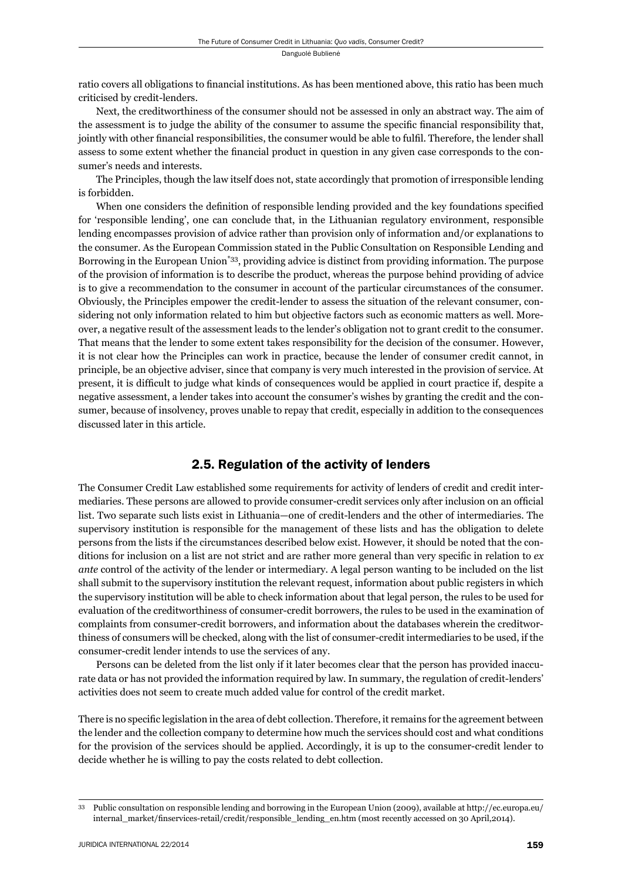ratio covers all obligations to financial institutions. As has been mentioned above, this ratio has been much criticised by credit-lenders.

Next, the creditworthiness of the consumer should not be assessed in only an abstract way. The aim of the assessment is to judge the ability of the consumer to assume the specific financial responsibility that, jointly with other financial responsibilities, the consumer would be able to fulfil. Therefore, the lender shall assess to some extent whether the financial product in question in any given case corresponds to the consumer's needs and interests.

The Principles, though the law itself does not, state accordingly that promotion of irresponsible lending is forbidden.

When one considers the definition of responsible lending provided and the key foundations specified for 'responsible lending', one can conclude that, in the Lithuanian regulatory environment, responsible lending encompasses provision of advice rather than provision only of information and/or explanations to the consumer. As the European Commission stated in the Public Consultation on Responsible Lending and Borrowing in the European Union[*33], providing advice is distinct from providing information. The purpose of the provision of information is to describe the product, whereas the purpose behind providing of advice is to give a recommendation to the consumer in account of the particular circumstances of the consumer. Obviously, the Principles empower the credit-lender to assess the situation of the relevant consumer, considering not only information related to him but objective factors such as economic matters as well. Moreover, a negative result of the assessment leads to the lender's obligation not to grant credit to the consumer. That means that the lender to some extent takes responsibility for the decision of the consumer. However, it is not clear how the Principles can work in practice, because the lender of consumer credit cannot, in principle, be an objective adviser, since that company is very much interested in the provision of service. At present, it is difficult to judge what kinds of consequences would be applied in court practice if, despite a negative assessment, a lender takes into account the consumer's wishes by granting the credit and the consumer, because of insolvency, proves unable to repay that credit, especially in addition to the consequences discussed later in this article.

## 2.5. Regulation of the activity of lenders

The Consumer Credit Law established some requirements for activity of lenders of credit and credit intermediaries. These persons are allowed to provide consumer-credit services only after inclusion on an official list. Two separate such lists exist in Lithuania—one of credit-lenders and the other of intermediaries. The supervisory institution is responsible for the management of these lists and has the obligation to delete persons from the lists if the circumstances described below exist. However, it should be noted that the conditions for inclusion on a list are not strict and are rather more general than very specific in relation to *ex ante* control of the activity of the lender or intermediary. A legal person wanting to be included on the list shall submit to the supervisory institution the relevant request, information about public registers in which the supervisory institution will be able to check information about that legal person, the rules to be used for evaluation of the creditworthiness of consumer-credit borrowers, the rules to be used in the examination of complaints from consumer-credit borrowers, and information about the databases wherein the creditworthiness of consumers will be checked, along with the list of consumer-credit intermediaries to be used, if the consumer-credit lender intends to use the services of any.

Persons can be deleted from the list only if it later becomes clear that the person has provided inaccurate data or has not provided the information required by law. In summary, the regulation of credit-lenders' activities does not seem to create much added value for control of the credit market.

There is no specific legislation in the area of debt collection. Therefore, it remains for the agreement between the lender and the collection company to determine how much the services should cost and what conditions for the provision of the services should be applied. Accordingly, it is up to the consumer-credit lender to decide whether he is willing to pay the costs related to debt collection.

---

33 Public consultation on responsible lending and borrowing in the European Union (2009), available at http://ec.europa.eu/internal_market/finservices-retail/credit/responsible_lending_en.htm (most recently accessed on 30 April,2014).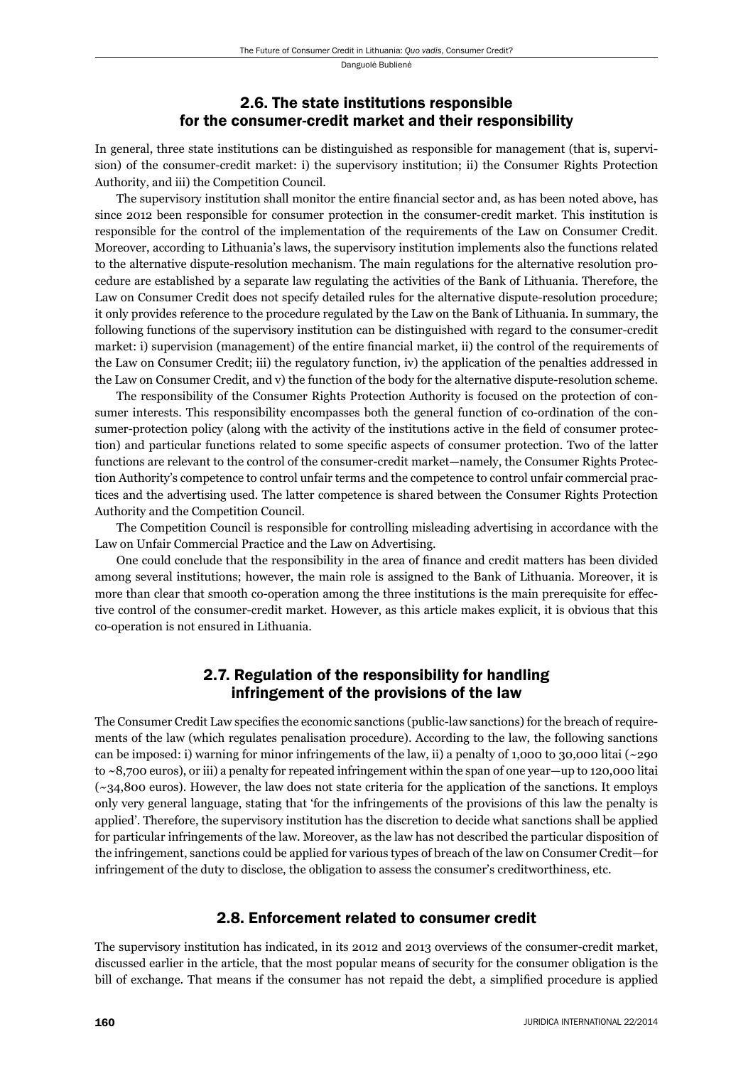## 2.6. The state institutions responsible for the consumer-credit market and their responsibility

In general, three state institutions can be distinguished as responsible for management (that is, supervision) of the consumer-credit market: i) the supervisory institution; ii) the Consumer Rights Protection Authority, and iii) the Competition Council.

The supervisory institution shall monitor the entire financial sector and, as has been noted above, has since 2012 been responsible for consumer protection in the consumer-credit market. This institution is responsible for the control of the implementation of the requirements of the Law on Consumer Credit. Moreover, according to Lithuania's laws, the supervisory institution implements also the functions related to the alternative dispute-resolution mechanism. The main regulations for the alternative resolution procedure are established by a separate law regulating the activities of the Bank of Lithuania. Therefore, the Law on Consumer Credit does not specify detailed rules for the alternative dispute-resolution procedure; it only provides reference to the procedure regulated by the Law on the Bank of Lithuania. In summary, the following functions of the supervisory institution can be distinguished with regard to the consumer-credit market: i) supervision (management) of the entire financial market, ii) the control of the requirements of the Law on Consumer Credit; iii) the regulatory function, iv) the application of the penalties addressed in the Law on Consumer Credit, and v) the function of the body for the alternative dispute-resolution scheme.

The responsibility of the Consumer Rights Protection Authority is focused on the protection of consumer interests. This responsibility encompasses both the general function of co-ordination of the consumer-protection policy (along with the activity of the institutions active in the field of consumer protection) and particular functions related to some specific aspects of consumer protection. Two of the latter functions are relevant to the control of the consumer-credit market—namely, the Consumer Rights Protection Authority's competence to control unfair terms and the competence to control unfair commercial practices and the advertising used. The latter competence is shared between the Consumer Rights Protection Authority and the Competition Council.

The Competition Council is responsible for controlling misleading advertising in accordance with the Law on Unfair Commercial Practice and the Law on Advertising.

One could conclude that the responsibility in the area of finance and credit matters has been divided among several institutions; however, the main role is assigned to the Bank of Lithuania. Moreover, it is more than clear that smooth co-operation among the three institutions is the main prerequisite for effective control of the consumer-credit market. However, as this article makes explicit, it is obvious that this co-operation is not ensured in Lithuania.

## 2.7. Regulation of the responsibility for handling infringement of the provisions of the law

The Consumer Credit Law specifies the economic sanctions (public-law sanctions) for the breach of requirements of the law (which regulates penalisation procedure). According to the law, the following sanctions can be imposed: i) warning for minor infringements of the law, ii) a penalty of 1,000 to 30,000 litai (~290 to ~8,700 euros), or iii) a penalty for repeated infringement within the span of one year—up to 120,000 litai (~34,800 euros). However, the law does not state criteria for the application of the sanctions. It employs only very general language, stating that 'for the infringements of the provisions of this law the penalty is applied'. Therefore, the supervisory institution has the discretion to decide what sanctions shall be applied for particular infringements of the law. Moreover, as the law has not described the particular disposition of the infringement, sanctions could be applied for various types of breach of the law on Consumer Credit—for infringement of the duty to disclose, the obligation to assess the consumer's creditworthiness, etc.

## 2.8. Enforcement related to consumer credit

The supervisory institution has indicated, in its 2012 and 2013 overviews of the consumer-credit market, discussed earlier in the article, that the most popular means of security for the consumer obligation is the bill of exchange. That means if the consumer has not repaid the debt, a simplified procedure is applied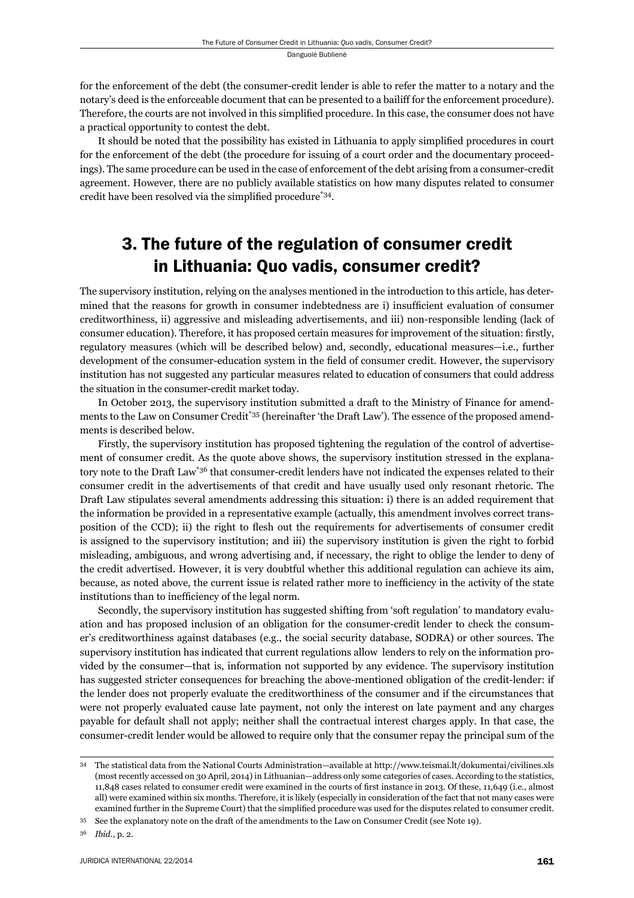for the enforcement of the debt (the consumer-credit lender is able to refer the matter to a notary and the notary's deed is the enforceable document that can be presented to a bailiff for the enforcement procedure). Therefore, the courts are not involved in this simplified procedure. In this case, the consumer does not have a practical opportunity to contest the debt.

It should be noted that the possibility has existed in Lithuania to apply simplified procedures in court for the enforcement of the debt (the procedure for issuing of a court order and the documentary proceedings). The same procedure can be used in the case of enforcement of the debt arising from a consumer-credit agreement. However, there are no publicly available statistics on how many disputes related to consumer credit have been resolved via the simplified procedure[*34].

## 3. The future of the regulation of consumer credit in Lithuania: Quo vadis, consumer credit?

The supervisory institution, relying on the analyses mentioned in the introduction to this article, has determined that the reasons for growth in consumer indebtedness are i) insufficient evaluation of consumer creditworthiness, ii) aggressive and misleading advertisements, and iii) non-responsible lending (lack of consumer education). Therefore, it has proposed certain measures for improvement of the situation: firstly, regulatory measures (which will be described below) and, secondly, educational measures—i.e., further development of the consumer-education system in the field of consumer credit. However, the supervisory institution has not suggested any particular measures related to education of consumers that could address the situation in the consumer-credit market today.

In October 2013, the supervisory institution submitted a draft to the Ministry of Finance for amendments to the Law on Consumer Credit[*35] (hereinafter 'the Draft Law'). The essence of the proposed amendments is described below.

Firstly, the supervisory institution has proposed tightening the regulation of the control of advertisement of consumer credit. As the quote above shows, the supervisory institution stressed in the explanatory note to the Draft Law[*36] that consumer-credit lenders have not indicated the expenses related to their consumer credit in the advertisements of that credit and have usually used only resonant rhetoric. The Draft Law stipulates several amendments addressing this situation: i) there is an added requirement that the information be provided in a representative example (actually, this amendment involves correct transposition of the CCD); ii) the right to flesh out the requirements for advertisements of consumer credit is assigned to the supervisory institution; and iii) the supervisory institution is given the right to forbid misleading, ambiguous, and wrong advertising and, if necessary, the right to oblige the lender to deny of the credit advertised. However, it is very doubtful whether this additional regulation can achieve its aim, because, as noted above, the current issue is related rather more to inefficiency in the activity of the state institutions than to inefficiency of the legal norm.

Secondly, the supervisory institution has suggested shifting from 'soft regulation' to mandatory evaluation and has proposed inclusion of an obligation for the consumer-credit lender to check the consumer's creditworthiness against databases (e.g., the social security database, SODRA) or other sources. The supervisory institution has indicated that current regulations allow lenders to rely on the information provided by the consumer—that is, information not supported by any evidence. The supervisory institution has suggested stricter consequences for breaching the above-mentioned obligation of the credit-lender: if the lender does not properly evaluate the creditworthiness of the consumer and if the circumstances that were not properly evaluated cause late payment, not only the interest on late payment and any charges payable for default shall not apply; neither shall the contractual interest charges apply. In that case, the consumer-credit lender would be allowed to require only that the consumer repay the principal sum of the

---

34 The statistical data from the National Courts Administration—available at http://www.teismai.lt/dokumentai/civilines.xls (most recently accessed on 30 April, 2014) in Lithuanian—address only some categories of cases. According to the statistics, 11,848 cases related to consumer credit were examined in the courts of first instance in 2013. Of these, 11,649 (i.e., almost all) were examined within six months. Therefore, it is likely (especially in consideration of the fact that not many cases were examined further in the Supreme Court) that the simplified procedure was used for the disputes related to consumer credit.

35 See the explanatory note on the draft of the amendments to the Law on Consumer Credit (see Note 19).

36 *Ibid*., p. 2.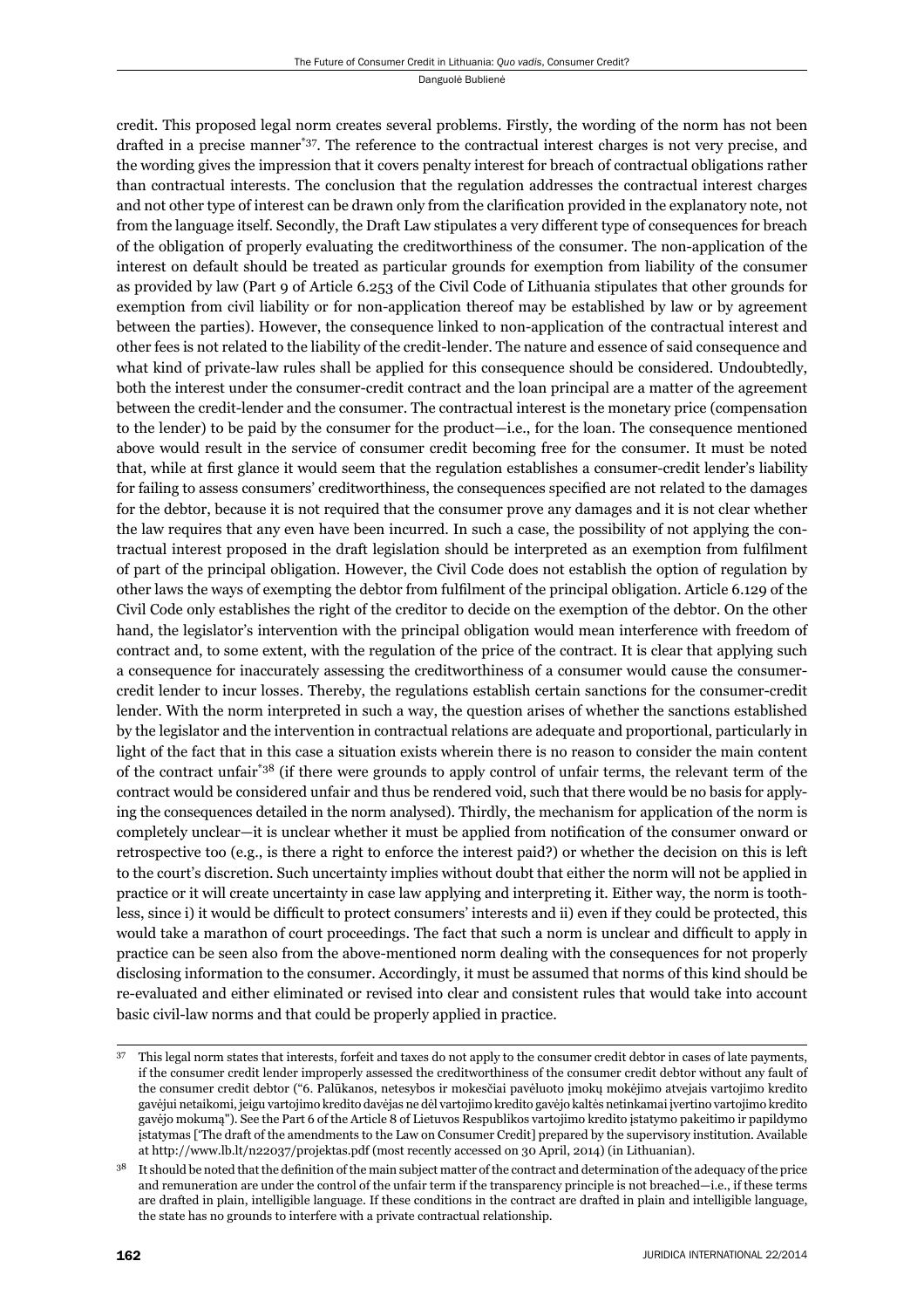credit. This proposed legal norm creates several problems. Firstly, the wording of the norm has not been drafted in a precise manner*[37]. The reference to the contractual interest charges is not very precise, and the wording gives the impression that it covers penalty interest for breach of contractual obligations rather than contractual interests. The conclusion that the regulation addresses the contractual interest charges and not other type of interest can be drawn only from the clarification provided in the explanatory note, not from the language itself. Secondly, the Draft Law stipulates a very different type of consequences for breach of the obligation of properly evaluating the creditworthiness of the consumer. The non-application of the interest on default should be treated as particular grounds for exemption from liability of the consumer as provided by law (Part 9 of Article 6.253 of the Civil Code of Lithuania stipulates that other grounds for exemption from civil liability or for non-application thereof may be established by law or by agreement between the parties). However, the consequence linked to non-application of the contractual interest and other fees is not related to the liability of the credit-lender. The nature and essence of said consequence and what kind of private-law rules shall be applied for this consequence should be considered. Undoubtedly, both the interest under the consumer-credit contract and the loan principal are a matter of the agreement between the credit-lender and the consumer. The contractual interest is the monetary price (compensation to the lender) to be paid by the consumer for the product—i.e., for the loan. The consequence mentioned above would result in the service of consumer credit becoming free for the consumer. It must be noted that, while at first glance it would seem that the regulation establishes a consumer-credit lender's liability for failing to assess consumers' creditworthiness, the consequences specified are not related to the damages for the debtor, because it is not required that the consumer prove any damages and it is not clear whether the law requires that any even have been incurred. In such a case, the possibility of not applying the contractual interest proposed in the draft legislation should be interpreted as an exemption from fulfilment of part of the principal obligation. However, the Civil Code does not establish the option of regulation by other laws the ways of exempting the debtor from fulfilment of the principal obligation. Article 6.129 of the Civil Code only establishes the right of the creditor to decide on the exemption of the debtor. On the other hand, the legislator's intervention with the principal obligation would mean interference with freedom of contract and, to some extent, with the regulation of the price of the contract. It is clear that applying such a consequence for inaccurately assessing the creditworthiness of a consumer would cause the consumer-credit lender to incur losses. Thereby, the regulations establish certain sanctions for the consumer-credit lender. With the norm interpreted in such a way, the question arises of whether the sanctions established by the legislator and the intervention in contractual relations are adequate and proportional, particularly in light of the fact that in this case a situation exists wherein there is no reason to consider the main content of the contract unfair*[38] (if there were grounds to apply control of unfair terms, the relevant term of the contract would be considered unfair and thus be rendered void, such that there would be no basis for applying the consequences detailed in the norm analysed). Thirdly, the mechanism for application of the norm is completely unclear—it is unclear whether it must be applied from notification of the consumer onward or retrospective too (e.g., is there a right to enforce the interest paid?) or whether the decision on this is left to the court's discretion. Such uncertainty implies without doubt that either the norm will not be applied in practice or it will create uncertainty in case law applying and interpreting it. Either way, the norm is toothless, since i) it would be difficult to protect consumers' interests and ii) even if they could be protected, this would take a marathon of court proceedings. The fact that such a norm is unclear and difficult to apply in practice can be seen also from the above-mentioned norm dealing with the consequences for not properly disclosing information to the consumer. Accordingly, it must be assumed that norms of this kind should be re-evaluated and either eliminated or revised into clear and consistent rules that would take into account basic civil-law norms and that could be properly applied in practice.

---

[37] This legal norm states that interests, forfeit and taxes do not apply to the consumer credit debtor in cases of late payments, if the consumer credit lender improperly assessed the creditworthiness of the consumer credit debtor without any fault of the consumer credit debtor ("6. Palūkanos, netesybos ir mokesčiai pavėluoto įmokų mokėjimo atvejais vartojimo kredito gavėjui netaikomi, jeigu vartojimo kredito davėjas ne dėl vartojimo kredito gavėjo kaltės netinkamai įvertino vartojimo kredito gavėjo mokumą"). See the Part 6 of the Article 8 of Lietuvos Respublikos vartojimo kredito įstatymo pakeitimo ir papildymo įstatymas ['The draft of the amendments to the Law on Consumer Credit] prepared by the supervisory institution. Available at http://www.lb.lt/n22037/projektas.pdf (most recently accessed on 30 April, 2014) (in Lithuanian).

[38] It should be noted that the definition of the main subject matter of the contract and determination of the adequacy of the price and remuneration are under the control of the unfair term if the transparency principle is not breached—i.e., if these terms are drafted in plain, intelligible language. If these conditions in the contract are drafted in plain and intelligible language, the state has no grounds to interfere with a private contractual relationship.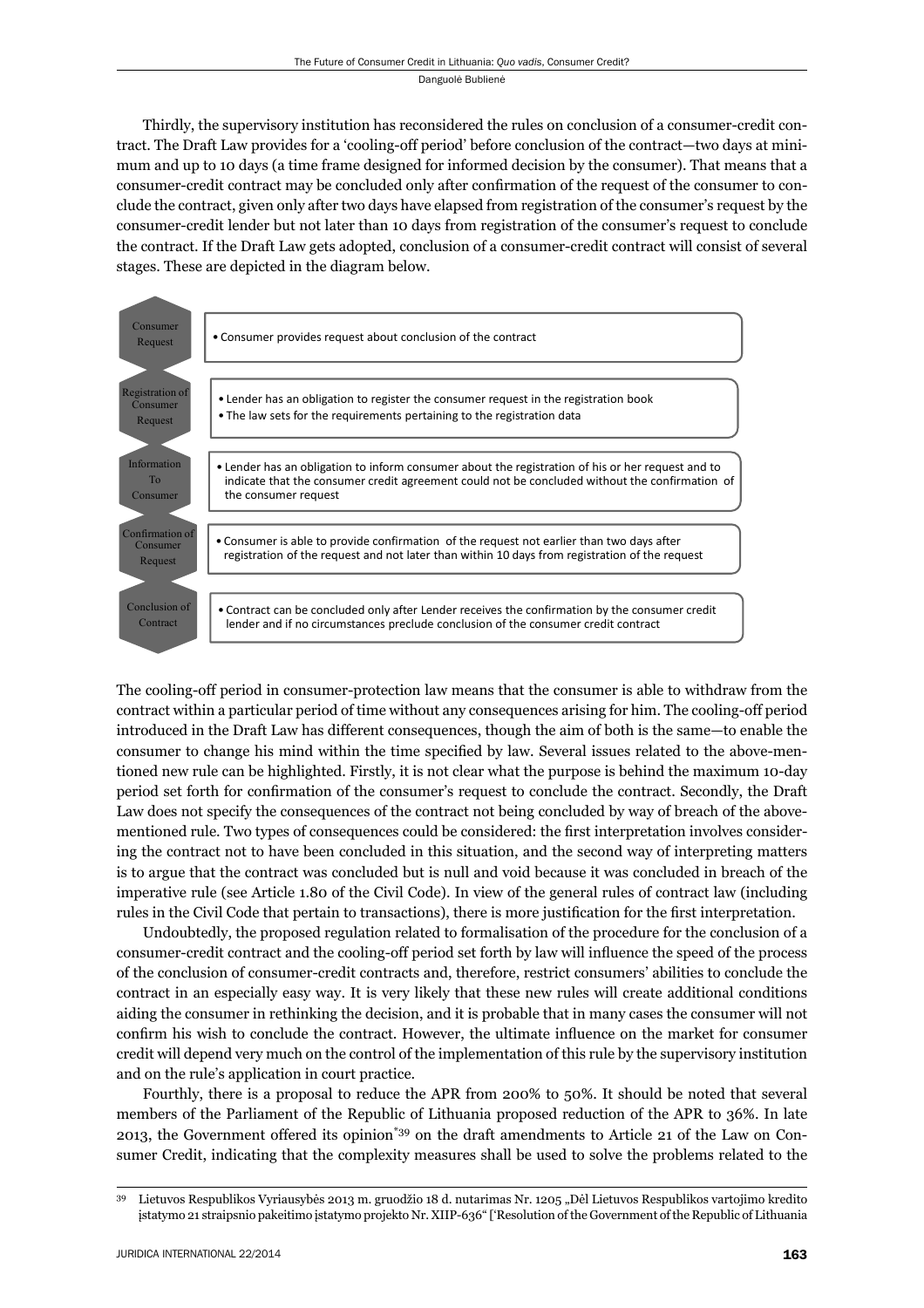Thirdly, the supervisory institution has reconsidered the rules on conclusion of a consumer-credit contract. The Draft Law provides for a 'cooling-off period' before conclusion of the contract—two days at minimum and up to 10 days (a time frame designed for informed decision by the consumer). That means that a consumer-credit contract may be concluded only after confirmation of the request of the consumer to conclude the contract, given only after two days have elapsed from registration of the consumer's request by the consumer-credit lender but not later than 10 days from registration of the consumer's request to conclude the contract. If the Draft Law gets adopted, conclusion of a consumer-credit contract will consist of several stages. These are depicted in the diagram below.

| Stage | Description |
|---|---|
| Consumer Request | • Consumer provides request about conclusion of the contract |
| Registration of Consumer Request | • Lender has an obligation to register the consumer request in the registration book<br>• The law sets for the requirements pertaining to the registration data |
| Information To Consumer | • Lender has an obligation to inform consumer about the registration of his or her request and to indicate that the consumer credit agreement could not be concluded without the confirmation of the consumer request |
| Confirmation of Consumer Request | • Consumer is able to provide confirmation of the request not earlier than two days after registration of the request and not later than within 10 days from registration of the request |
| Conclusion of Contract | • Contract can be concluded only after Lender receives the confirmation by the consumer credit lender and if no circumstances preclude conclusion of the consumer credit contract |

The cooling-off period in consumer-protection law means that the consumer is able to withdraw from the contract within a particular period of time without any consequences arising for him. The cooling-off period introduced in the Draft Law has different consequences, though the aim of both is the same—to enable the consumer to change his mind within the time specified by law. Several issues related to the above-mentioned new rule can be highlighted. Firstly, it is not clear what the purpose is behind the maximum 10-day period set forth for confirmation of the consumer's request to conclude the contract. Secondly, the Draft Law does not specify the consequences of the contract not being concluded by way of breach of the above-mentioned rule. Two types of consequences could be considered: the first interpretation involves considering the contract not to have been concluded in this situation, and the second way of interpreting matters is to argue that the contract was concluded but is null and void because it was concluded in breach of the imperative rule (see Article 1.80 of the Civil Code). In view of the general rules of contract law (including rules in the Civil Code that pertain to transactions), there is more justification for the first interpretation.

Undoubtedly, the proposed regulation related to formalisation of the procedure for the conclusion of a consumer-credit contract and the cooling-off period set forth by law will influence the speed of the process of the conclusion of consumer-credit contracts and, therefore, restrict consumers' abilities to conclude the contract in an especially easy way. It is very likely that these new rules will create additional conditions aiding the consumer in rethinking the decision, and it is probable that in many cases the consumer will not confirm his wish to conclude the contract. However, the ultimate influence on the market for consumer credit will depend very much on the control of the implementation of this rule by the supervisory institution and on the rule's application in court practice.

Fourthly, there is a proposal to reduce the APR from 200% to 50%. It should be noted that several members of the Parliament of the Republic of Lithuania proposed reduction of the APR to 36%. In late 2013, the Government offered its opinion*[39] on the draft amendments to Article 21 of the Law on Consumer Credit, indicating that the complexity measures shall be used to solve the problems related to the

---

[39] Lietuvos Respublikos Vyriausybės 2013 m. gruodžio 18 d. nutarimas Nr. 1205 „Dėl Lietuvos Respublikos vartojimo kredito įstatymo 21 straipsnio pakeitimo įstatymo projekto Nr. XIIP-636" ['Resolution of the Government of the Republic of Lithuania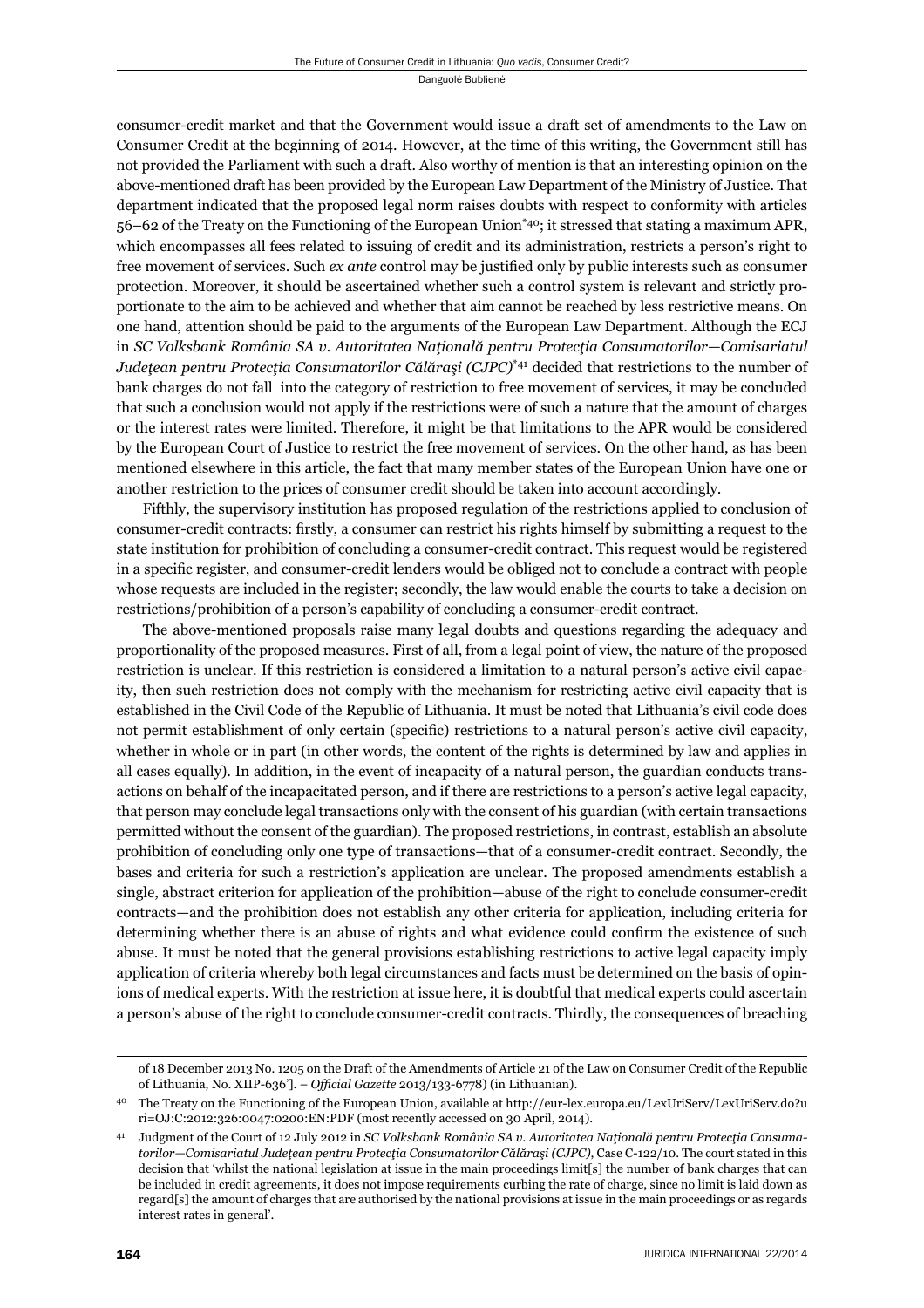consumer-credit market and that the Government would issue a draft set of amendments to the Law on Consumer Credit at the beginning of 2014. However, at the time of this writing, the Government still has not provided the Parliament with such a draft. Also worthy of mention is that an interesting opinion on the above-mentioned draft has been provided by the European Law Department of the Ministry of Justice. That department indicated that the proposed legal norm raises doubts with respect to conformity with articles 56–62 of the Treaty on the Functioning of the European Union*[40]; it stressed that stating a maximum APR, which encompasses all fees related to issuing of credit and its administration, restricts a person's right to free movement of services. Such *ex ante* control may be justified only by public interests such as consumer protection. Moreover, it should be ascertained whether such a control system is relevant and strictly proportionate to the aim to be achieved and whether that aim cannot be reached by less restrictive means. On one hand, attention should be paid to the arguments of the European Law Department. Although the ECJ in *SC Volksbank România SA v. Autoritatea Naţională pentru Protecţia Consumatorilor—Comisariatul Judeţean pentru Protecţia Consumatorilor Călăraşi (CJPC)**[41] decided that restrictions to the number of bank charges do not fall into the category of restriction to free movement of services, it may be concluded that such a conclusion would not apply if the restrictions were of such a nature that the amount of charges or the interest rates were limited. Therefore, it might be that limitations to the APR would be considered by the European Court of Justice to restrict the free movement of services. On the other hand, as has been mentioned elsewhere in this article, the fact that many member states of the European Union have one or another restriction to the prices of consumer credit should be taken into account accordingly.

Fifthly, the supervisory institution has proposed regulation of the restrictions applied to conclusion of consumer-credit contracts: firstly, a consumer can restrict his rights himself by submitting a request to the state institution for prohibition of concluding a consumer-credit contract. This request would be registered in a specific register, and consumer-credit lenders would be obliged not to conclude a contract with people whose requests are included in the register; secondly, the law would enable the courts to take a decision on restrictions/prohibition of a person's capability of concluding a consumer-credit contract.

The above-mentioned proposals raise many legal doubts and questions regarding the adequacy and proportionality of the proposed measures. First of all, from a legal point of view, the nature of the proposed restriction is unclear. If this restriction is considered a limitation to a natural person's active civil capacity, then such restriction does not comply with the mechanism for restricting active civil capacity that is established in the Civil Code of the Republic of Lithuania. It must be noted that Lithuania's civil code does not permit establishment of only certain (specific) restrictions to a natural person's active civil capacity, whether in whole or in part (in other words, the content of the rights is determined by law and applies in all cases equally). In addition, in the event of incapacity of a natural person, the guardian conducts transactions on behalf of the incapacitated person, and if there are restrictions to a person's active legal capacity, that person may conclude legal transactions only with the consent of his guardian (with certain transactions permitted without the consent of the guardian). The proposed restrictions, in contrast, establish an absolute prohibition of concluding only one type of transactions—that of a consumer-credit contract. Secondly, the bases and criteria for such a restriction's application are unclear. The proposed amendments establish a single, abstract criterion for application of the prohibition—abuse of the right to conclude consumer-credit contracts—and the prohibition does not establish any other criteria for application, including criteria for determining whether there is an abuse of rights and what evidence could confirm the existence of such abuse. It must be noted that the general provisions establishing restrictions to active legal capacity imply application of criteria whereby both legal circumstances and facts must be determined on the basis of opinions of medical experts. With the restriction at issue here, it is doubtful that medical experts could ascertain a person's abuse of the right to conclude consumer-credit contracts. Thirdly, the consequences of breaching

---

of 18 December 2013 No. 1205 on the Draft of the Amendments of Article 21 of the Law on Consumer Credit of the Republic of Lithuania, No. XIIP-636']. – *Official Gazette* 2013/133-6778) (in Lithuanian).

[40] The Treaty on the Functioning of the European Union, available at http://eur-lex.europa.eu/LexUriServ/LexUriServ.do?uri=OJ:C:2012:326:0047:0200:EN:PDF (most recently accessed on 30 April, 2014).

[41] Judgment of the Court of 12 July 2012 in *SC Volksbank România SA v. Autoritatea Naţională pentru Protecţia Consumatorilor—Comisariatul Judeţean pentru Protecţia Consumatorilor Călăraşi (CJPC)*, Case C-122/10. The court stated in this decision that 'whilst the national legislation at issue in the main proceedings limit[s] the number of bank charges that can be included in credit agreements, it does not impose requirements curbing the rate of charge, since no limit is laid down as regard[s] the amount of charges that are authorised by the national provisions at issue in the main proceedings or as regards interest rates in general'.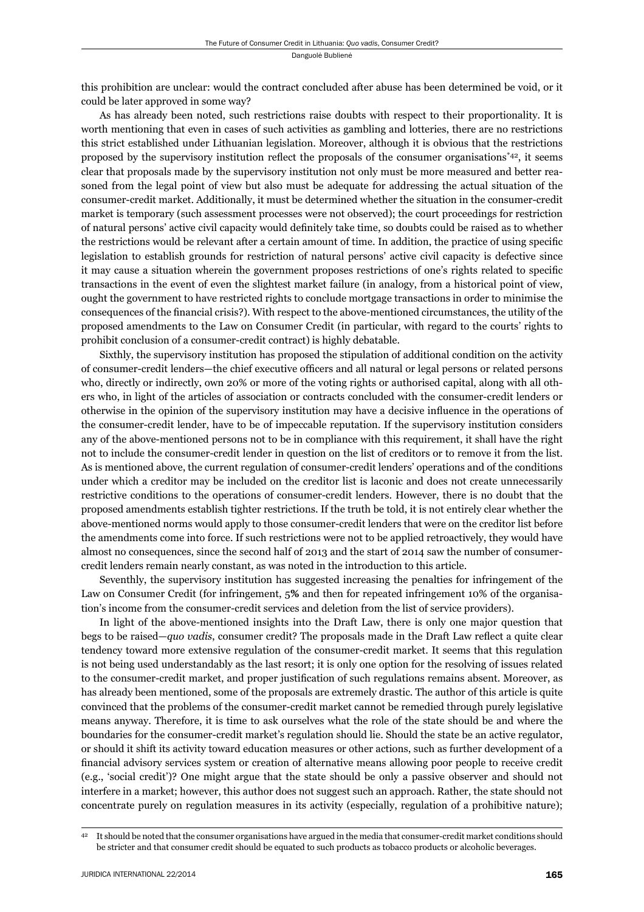this prohibition are unclear: would the contract concluded after abuse has been determined be void, or it could be later approved in some way?

As has already been noted, such restrictions raise doubts with respect to their proportionality. It is worth mentioning that even in cases of such activities as gambling and lotteries, there are no restrictions this strict established under Lithuanian legislation. Moreover, although it is obvious that the restrictions proposed by the supervisory institution reflect the proposals of the consumer organisations*[42], it seems clear that proposals made by the supervisory institution not only must be more measured and better reasoned from the legal point of view but also must be adequate for addressing the actual situation of the consumer-credit market. Additionally, it must be determined whether the situation in the consumer-credit market is temporary (such assessment processes were not observed); the court proceedings for restriction of natural persons' active civil capacity would definitely take time, so doubts could be raised as to whether the restrictions would be relevant after a certain amount of time. In addition, the practice of using specific legislation to establish grounds for restriction of natural persons' active civil capacity is defective since it may cause a situation wherein the government proposes restrictions of one's rights related to specific transactions in the event of even the slightest market failure (in analogy, from a historical point of view, ought the government to have restricted rights to conclude mortgage transactions in order to minimise the consequences of the financial crisis?). With respect to the above-mentioned circumstances, the utility of the proposed amendments to the Law on Consumer Credit (in particular, with regard to the courts' rights to prohibit conclusion of a consumer-credit contract) is highly debatable.

Sixthly, the supervisory institution has proposed the stipulation of additional condition on the activity of consumer-credit lenders—the chief executive officers and all natural or legal persons or related persons who, directly or indirectly, own 20% or more of the voting rights or authorised capital, along with all others who, in light of the articles of association or contracts concluded with the consumer-credit lenders or otherwise in the opinion of the supervisory institution may have a decisive influence in the operations of the consumer-credit lender, have to be of impeccable reputation. If the supervisory institution considers any of the above-mentioned persons not to be in compliance with this requirement, it shall have the right not to include the consumer-credit lender in question on the list of creditors or to remove it from the list. As is mentioned above, the current regulation of consumer-credit lenders' operations and of the conditions under which a creditor may be included on the creditor list is laconic and does not create unnecessarily restrictive conditions to the operations of consumer-credit lenders. However, there is no doubt that the proposed amendments establish tighter restrictions. If the truth be told, it is not entirely clear whether the above-mentioned norms would apply to those consumer-credit lenders that were on the creditor list before the amendments come into force. If such restrictions were not to be applied retroactively, they would have almost no consequences, since the second half of 2013 and the start of 2014 saw the number of consumer-credit lenders remain nearly constant, as was noted in the introduction to this article.

Seventhly, the supervisory institution has suggested increasing the penalties for infringement of the Law on Consumer Credit (for infringement, 5**%** and then for repeated infringement 10% of the organisation's income from the consumer-credit services and deletion from the list of service providers).

In light of the above-mentioned insights into the Draft Law, there is only one major question that begs to be raised—*quo vadis*, consumer credit? The proposals made in the Draft Law reflect a quite clear tendency toward more extensive regulation of the consumer-credit market. It seems that this regulation is not being used understandably as the last resort; it is only one option for the resolving of issues related to the consumer-credit market, and proper justification of such regulations remains absent. Moreover, as has already been mentioned, some of the proposals are extremely drastic. The author of this article is quite convinced that the problems of the consumer-credit market cannot be remedied through purely legislative means anyway. Therefore, it is time to ask ourselves what the role of the state should be and where the boundaries for the consumer-credit market's regulation should lie. Should the state be an active regulator, or should it shift its activity toward education measures or other actions, such as further development of a financial advisory services system or creation of alternative means allowing poor people to receive credit (e.g., 'social credit')? One might argue that the state should be only a passive observer and should not interfere in a market; however, this author does not suggest such an approach. Rather, the state should not concentrate purely on regulation measures in its activity (especially, regulation of a prohibitive nature);

---

[42] It should be noted that the consumer organisations have argued in the media that consumer-credit market conditions should be stricter and that consumer credit should be equated to such products as tobacco products or alcoholic beverages.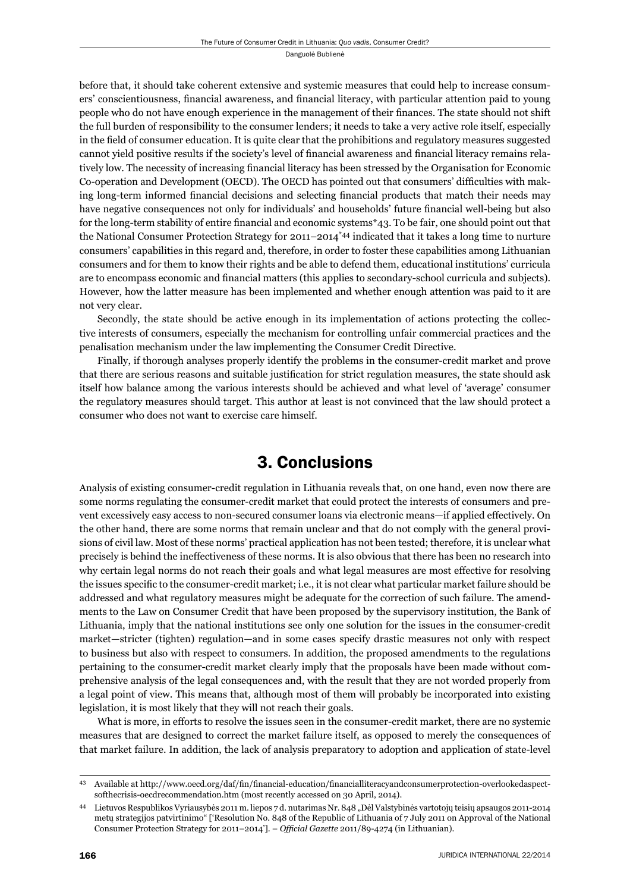before that, it should take coherent extensive and systemic measures that could help to increase consumers' conscientiousness, financial awareness, and financial literacy, with particular attention paid to young people who do not have enough experience in the management of their finances. The state should not shift the full burden of responsibility to the consumer lenders; it needs to take a very active role itself, especially in the field of consumer education. It is quite clear that the prohibitions and regulatory measures suggested cannot yield positive results if the society's level of financial awareness and financial literacy remains relatively low. The necessity of increasing financial literacy has been stressed by the Organisation for Economic Co-operation and Development (OECD). The OECD has pointed out that consumers' difficulties with making long-term informed financial decisions and selecting financial products that match their needs may have negative consequences not only for individuals' and households' future financial well-being but also for the long-term stability of entire financial and economic systems*43. To be fair, one should point out that the National Consumer Protection Strategy for 2011–2014*44 indicated that it takes a long time to nurture consumers' capabilities in this regard and, therefore, in order to foster these capabilities among Lithuanian consumers and for them to know their rights and be able to defend them, educational institutions' curricula are to encompass economic and financial matters (this applies to secondary-school curricula and subjects). However, how the latter measure has been implemented and whether enough attention was paid to it are not very clear.

Secondly, the state should be active enough in its implementation of actions protecting the collective interests of consumers, especially the mechanism for controlling unfair commercial practices and the penalisation mechanism under the law implementing the Consumer Credit Directive.

Finally, if thorough analyses properly identify the problems in the consumer-credit market and prove that there are serious reasons and suitable justification for strict regulation measures, the state should ask itself how balance among the various interests should be achieved and what level of 'average' consumer the regulatory measures should target. This author at least is not convinced that the law should protect a consumer who does not want to exercise care himself.

## 3. Conclusions

Analysis of existing consumer-credit regulation in Lithuania reveals that, on one hand, even now there are some norms regulating the consumer-credit market that could protect the interests of consumers and prevent excessively easy access to non-secured consumer loans via electronic means—if applied effectively. On the other hand, there are some norms that remain unclear and that do not comply with the general provisions of civil law. Most of these norms' practical application has not been tested; therefore, it is unclear what precisely is behind the ineffectiveness of these norms. It is also obvious that there has been no research into why certain legal norms do not reach their goals and what legal measures are most effective for resolving the issues specific to the consumer-credit market; i.e., it is not clear what particular market failure should be addressed and what regulatory measures might be adequate for the correction of such failure. The amendments to the Law on Consumer Credit that have been proposed by the supervisory institution, the Bank of Lithuania, imply that the national institutions see only one solution for the issues in the consumer-credit market—stricter (tighten) regulation—and in some cases specify drastic measures not only with respect to business but also with respect to consumers. In addition, the proposed amendments to the regulations pertaining to the consumer-credit market clearly imply that the proposals have been made without comprehensive analysis of the legal consequences and, with the result that they are not worded properly from a legal point of view. This means that, although most of them will probably be incorporated into existing legislation, it is most likely that they will not reach their goals.

What is more, in efforts to resolve the issues seen in the consumer-credit market, there are no systemic measures that are designed to correct the market failure itself, as opposed to merely the consequences of that market failure. In addition, the lack of analysis preparatory to adoption and application of state-level

---

43 Available at http://www.oecd.org/daf/fin/financial-education/financialliteracyandconsumerprotection-overlookedaspectsofthecrisis-oecdrecommendation.htm (most recently accessed on 30 April, 2014).

44 Lietuvos Respublikos Vyriausybės 2011 m. liepos 7 d. nutarimas Nr. 848 „Dėl Valstybinės vartotojų teisių apsaugos 2011-2014 metų strategijos patvirtinimo" ['Resolution No. 848 of the Republic of Lithuania of 7 July 2011 on Approval of the National Consumer Protection Strategy for 2011–2014']. – *Official Gazette* 2011/89-4274 (in Lithuanian).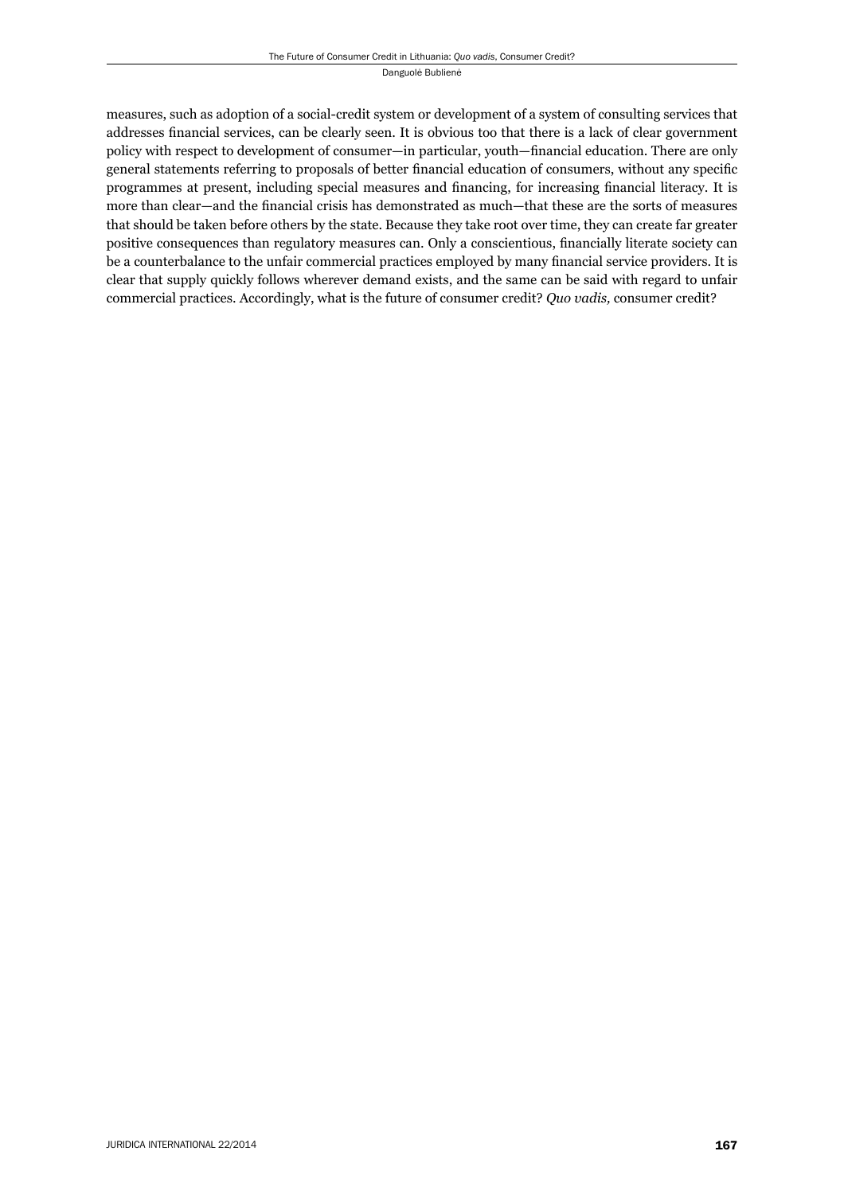measures, such as adoption of a social-credit system or development of a system of consulting services that addresses financial services, can be clearly seen. It is obvious too that there is a lack of clear government policy with respect to development of consumer—in particular, youth—financial education. There are only general statements referring to proposals of better financial education of consumers, without any specific programmes at present, including special measures and financing, for increasing financial literacy. It is more than clear—and the financial crisis has demonstrated as much—that these are the sorts of measures that should be taken before others by the state. Because they take root over time, they can create far greater positive consequences than regulatory measures can. Only a conscientious, financially literate society can be a counterbalance to the unfair commercial practices employed by many financial service providers. It is clear that supply quickly follows wherever demand exists, and the same can be said with regard to unfair commercial practices. Accordingly, what is the future of consumer credit? *Quo vadis,* consumer credit?